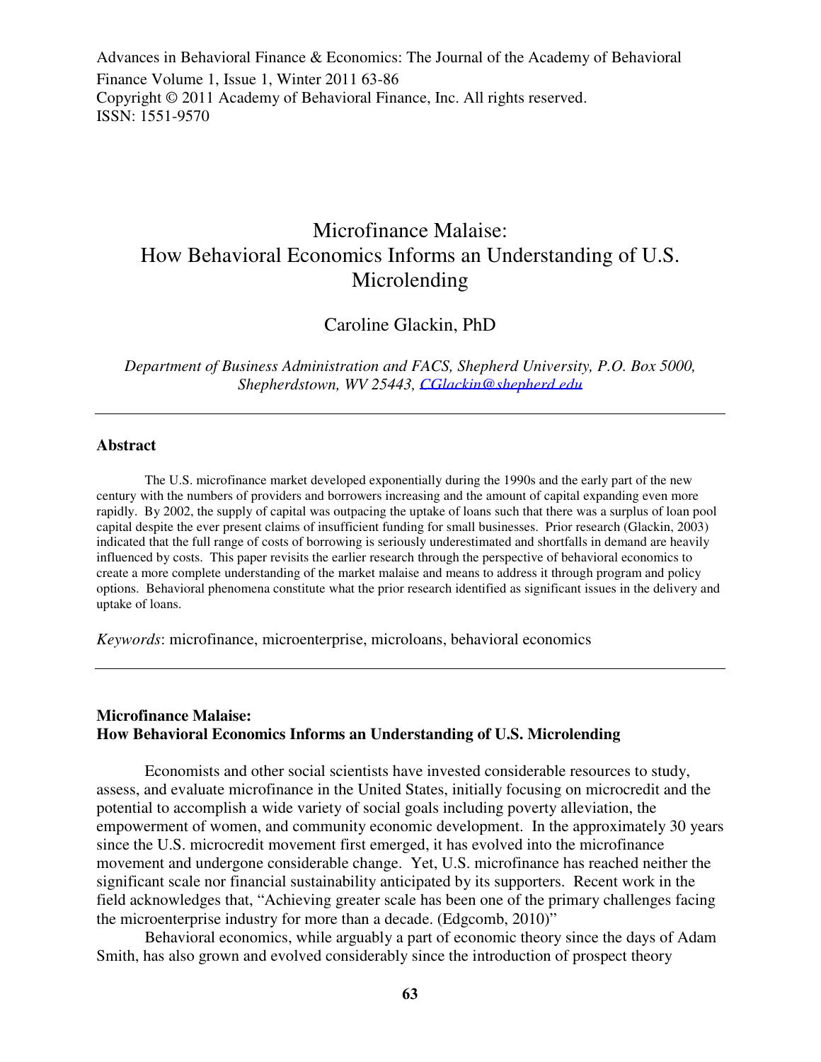# Microfinance Malaise: How Behavioral Economics Informs an Understanding of U.S. Microlending

Caroline Glackin, PhD

*Department of Business Administration and FACS, Shepherd University, P.O. Box 5000, Shepherdstown, WV 25443, CGlackin@shepherd.edu*

---

## Abstract

The U.S. microfinance market developed exponentially during the 1990s and the early part of the new century with the numbers of providers and borrowers increasing and the amount of capital expanding even more rapidly. By 2002, the supply of capital was outpacing the uptake of loans such that there was a surplus of loan pool capital despite the ever present claims of insufficient funding for small businesses. Prior research (Glackin, 2003) indicated that the full range of costs of borrowing is seriously underestimated and shortfalls in demand are heavily influenced by costs. This paper revisits the earlier research through the perspective of behavioral economics to create a more complete understanding of the market malaise and means to address it through program and policy options. Behavioral phenomena constitute what the prior research identified as significant issues in the delivery and uptake of loans.

*Keywords*: microfinance, microenterprise, microloans, behavioral economics

---

## Microfinance Malaise: How Behavioral Economics Informs an Understanding of U.S. Microlending

Economists and other social scientists have invested considerable resources to study, assess, and evaluate microfinance in the United States, initially focusing on microcredit and the potential to accomplish a wide variety of social goals including poverty alleviation, the empowerment of women, and community economic development. In the approximately 30 years since the U.S. microcredit movement first emerged, it has evolved into the microfinance movement and undergone considerable change. Yet, U.S. microfinance has reached neither the significant scale nor financial sustainability anticipated by its supporters. Recent work in the field acknowledges that, "Achieving greater scale has been one of the primary challenges facing the microenterprise industry for more than a decade. (Edgcomb, 2010)"

Behavioral economics, while arguably a part of economic theory since the days of Adam Smith, has also grown and evolved considerably since the introduction of prospect theory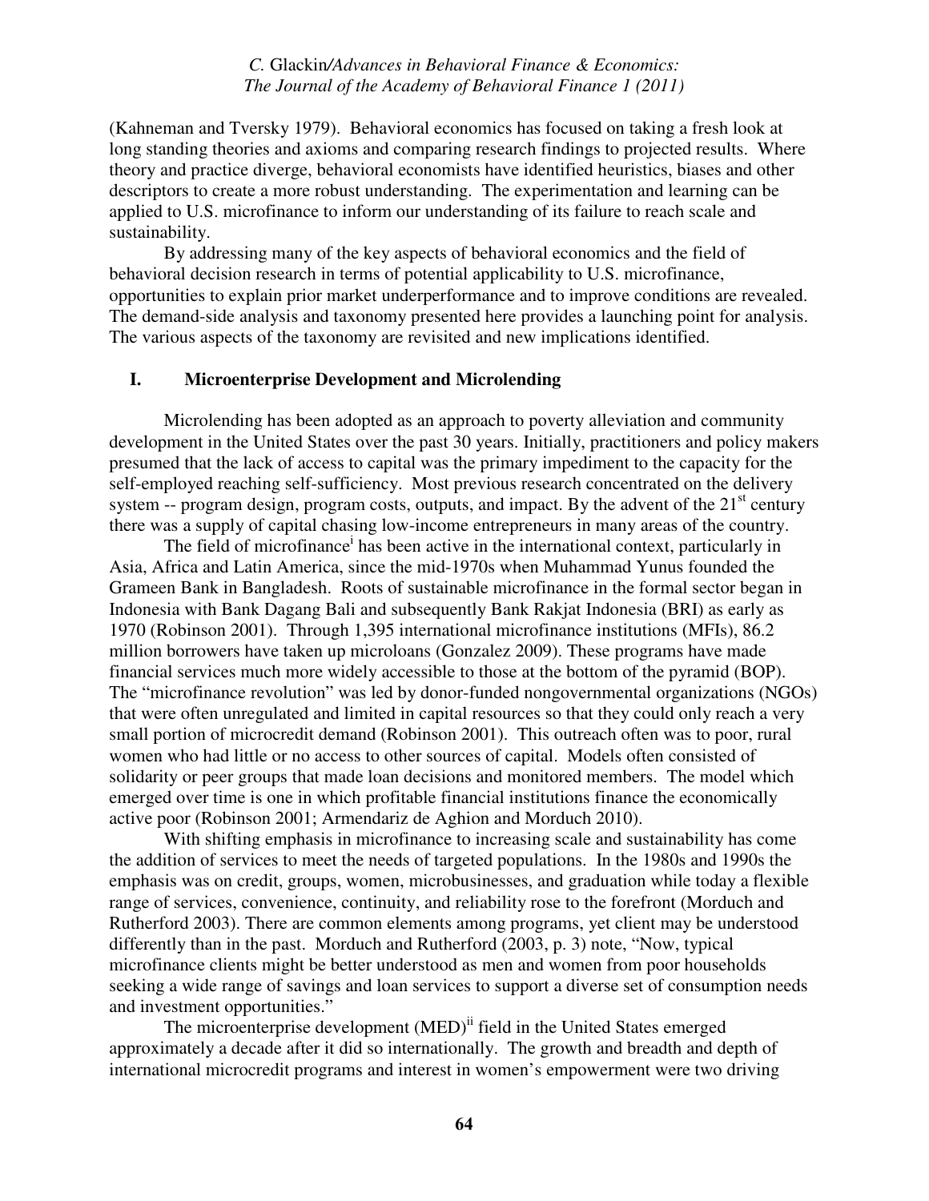(Kahneman and Tversky 1979). Behavioral economics has focused on taking a fresh look at long standing theories and axioms and comparing research findings to projected results. Where theory and practice diverge, behavioral economists have identified heuristics, biases and other descriptors to create a more robust understanding. The experimentation and learning can be applied to U.S. microfinance to inform our understanding of its failure to reach scale and sustainability.

By addressing many of the key aspects of behavioral economics and the field of behavioral decision research in terms of potential applicability to U.S. microfinance, opportunities to explain prior market underperformance and to improve conditions are revealed. The demand-side analysis and taxonomy presented here provides a launching point for analysis. The various aspects of the taxonomy are revisited and new implications identified.

## I. Microenterprise Development and Microlending

Microlending has been adopted as an approach to poverty alleviation and community development in the United States over the past 30 years. Initially, practitioners and policy makers presumed that the lack of access to capital was the primary impediment to the capacity for the self-employed reaching self-sufficiency. Most previous research concentrated on the delivery system -- program design, program costs, outputs, and impact. By the advent of the 21st century there was a supply of capital chasing low-income entrepreneurs in many areas of the country.

The field of microfinance[i] has been active in the international context, particularly in Asia, Africa and Latin America, since the mid-1970s when Muhammad Yunus founded the Grameen Bank in Bangladesh. Roots of sustainable microfinance in the formal sector began in Indonesia with Bank Dagang Bali and subsequently Bank Rakjat Indonesia (BRI) as early as 1970 (Robinson 2001). Through 1,395 international microfinance institutions (MFIs), 86.2 million borrowers have taken up microloans (Gonzalez 2009). These programs have made financial services much more widely accessible to those at the bottom of the pyramid (BOP). The "microfinance revolution" was led by donor-funded nongovernmental organizations (NGOs) that were often unregulated and limited in capital resources so that they could only reach a very small portion of microcredit demand (Robinson 2001). This outreach often was to poor, rural women who had little or no access to other sources of capital. Models often consisted of solidarity or peer groups that made loan decisions and monitored members. The model which emerged over time is one in which profitable financial institutions finance the economically active poor (Robinson 2001; Armendariz de Aghion and Morduch 2010).

With shifting emphasis in microfinance to increasing scale and sustainability has come the addition of services to meet the needs of targeted populations. In the 1980s and 1990s the emphasis was on credit, groups, women, microbusinesses, and graduation while today a flexible range of services, convenience, continuity, and reliability rose to the forefront (Morduch and Rutherford 2003). There are common elements among programs, yet client may be understood differently than in the past. Morduch and Rutherford (2003, p. 3) note, "Now, typical microfinance clients might be better understood as men and women from poor households seeking a wide range of savings and loan services to support a diverse set of consumption needs and investment opportunities."

The microenterprise development (MED)[ii] field in the United States emerged approximately a decade after it did so internationally. The growth and breadth and depth of international microcredit programs and interest in women's empowerment were two driving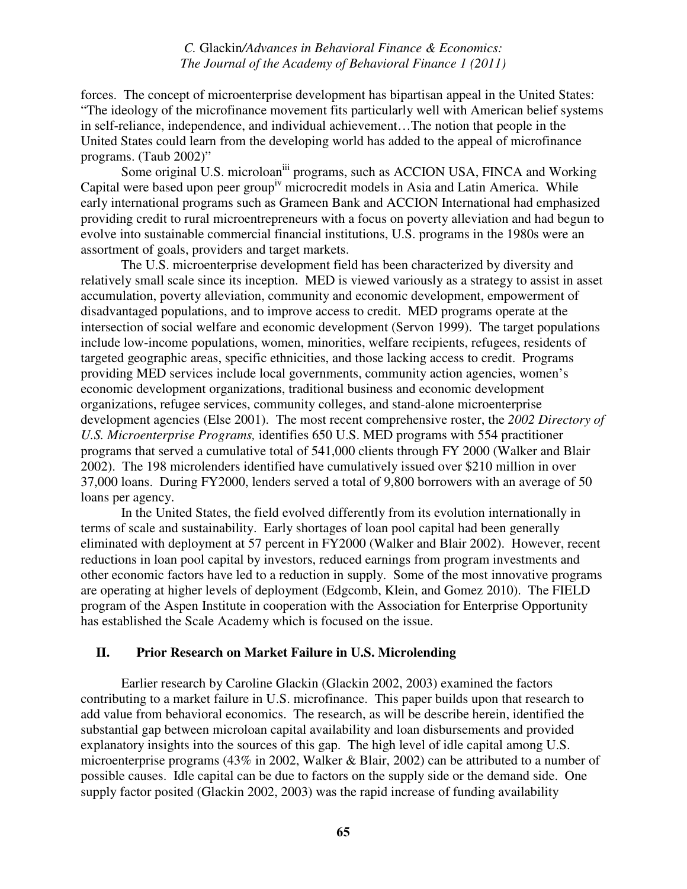forces. The concept of microenterprise development has bipartisan appeal in the United States: "The ideology of the microfinance movement fits particularly well with American belief systems in self-reliance, independence, and individual achievement…The notion that people in the United States could learn from the developing world has added to the appeal of microfinance programs. (Taub 2002)"

Some original U.S. microloan[iii] programs, such as ACCION USA, FINCA and Working Capital were based upon peer group[iv] microcredit models in Asia and Latin America. While early international programs such as Grameen Bank and ACCION International had emphasized providing credit to rural microentrepreneurs with a focus on poverty alleviation and had begun to evolve into sustainable commercial financial institutions, U.S. programs in the 1980s were an assortment of goals, providers and target markets.

The U.S. microenterprise development field has been characterized by diversity and relatively small scale since its inception. MED is viewed variously as a strategy to assist in asset accumulation, poverty alleviation, community and economic development, empowerment of disadvantaged populations, and to improve access to credit. MED programs operate at the intersection of social welfare and economic development (Servon 1999). The target populations include low-income populations, women, minorities, welfare recipients, refugees, residents of targeted geographic areas, specific ethnicities, and those lacking access to credit. Programs providing MED services include local governments, community action agencies, women's economic development organizations, traditional business and economic development organizations, refugee services, community colleges, and stand-alone microenterprise development agencies (Else 2001). The most recent comprehensive roster, the *2002 Directory of U.S. Microenterprise Programs,* identifies 650 U.S. MED programs with 554 practitioner programs that served a cumulative total of 541,000 clients through FY 2000 (Walker and Blair 2002). The 198 microlenders identified have cumulatively issued over $210 million in over 37,000 loans. During FY2000, lenders served a total of 9,800 borrowers with an average of 50 loans per agency.

In the United States, the field evolved differently from its evolution internationally in terms of scale and sustainability. Early shortages of loan pool capital had been generally eliminated with deployment at 57 percent in FY2000 (Walker and Blair 2002). However, recent reductions in loan pool capital by investors, reduced earnings from program investments and other economic factors have led to a reduction in supply. Some of the most innovative programs are operating at higher levels of deployment (Edgcomb, Klein, and Gomez 2010). The FIELD program of the Aspen Institute in cooperation with the Association for Enterprise Opportunity has established the Scale Academy which is focused on the issue.

## II. Prior Research on Market Failure in U.S. Microlending

Earlier research by Caroline Glackin (Glackin 2002, 2003) examined the factors contributing to a market failure in U.S. microfinance. This paper builds upon that research to add value from behavioral economics. The research, as will be describe herein, identified the substantial gap between microloan capital availability and loan disbursements and provided explanatory insights into the sources of this gap. The high level of idle capital among U.S. microenterprise programs (43% in 2002, Walker & Blair, 2002) can be attributed to a number of possible causes. Idle capital can be due to factors on the supply side or the demand side. One supply factor posited (Glackin 2002, 2003) was the rapid increase of funding availability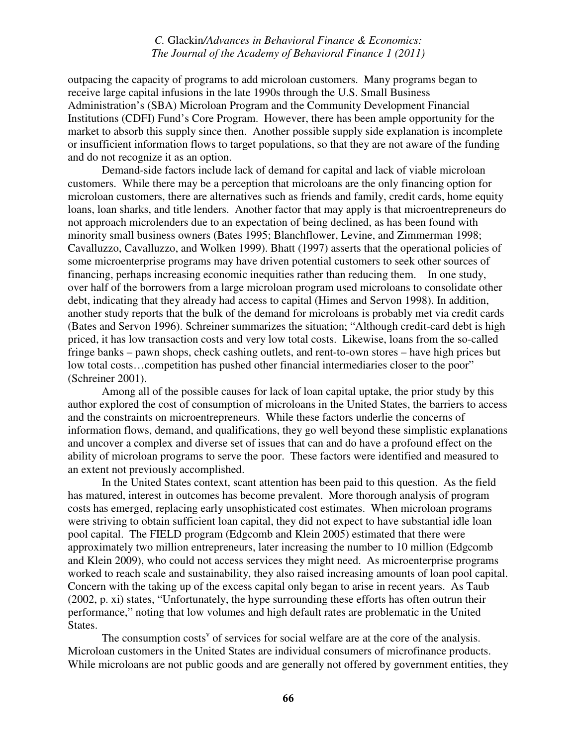outpacing the capacity of programs to add microloan customers. Many programs began to receive large capital infusions in the late 1990s through the U.S. Small Business Administration's (SBA) Microloan Program and the Community Development Financial Institutions (CDFI) Fund's Core Program. However, there has been ample opportunity for the market to absorb this supply since then. Another possible supply side explanation is incomplete or insufficient information flows to target populations, so that they are not aware of the funding and do not recognize it as an option.

Demand-side factors include lack of demand for capital and lack of viable microloan customers. While there may be a perception that microloans are the only financing option for microloan customers, there are alternatives such as friends and family, credit cards, home equity loans, loan sharks, and title lenders. Another factor that may apply is that microentrepreneurs do not approach microlenders due to an expectation of being declined, as has been found with minority small business owners (Bates 1995; Blanchflower, Levine, and Zimmerman 1998; Cavalluzzo, Cavalluzzo, and Wolken 1999). Bhatt (1997) asserts that the operational policies of some microenterprise programs may have driven potential customers to seek other sources of financing, perhaps increasing economic inequities rather than reducing them. In one study, over half of the borrowers from a large microloan program used microloans to consolidate other debt, indicating that they already had access to capital (Himes and Servon 1998). In addition, another study reports that the bulk of the demand for microloans is probably met via credit cards (Bates and Servon 1996). Schreiner summarizes the situation; "Although credit-card debt is high priced, it has low transaction costs and very low total costs. Likewise, loans from the so-called fringe banks – pawn shops, check cashing outlets, and rent-to-own stores – have high prices but low total costs…competition has pushed other financial intermediaries closer to the poor" (Schreiner 2001).

Among all of the possible causes for lack of loan capital uptake, the prior study by this author explored the cost of consumption of microloans in the United States, the barriers to access and the constraints on microentrepreneurs. While these factors underlie the concerns of information flows, demand, and qualifications, they go well beyond these simplistic explanations and uncover a complex and diverse set of issues that can and do have a profound effect on the ability of microloan programs to serve the poor. These factors were identified and measured to an extent not previously accomplished.

In the United States context, scant attention has been paid to this question. As the field has matured, interest in outcomes has become prevalent. More thorough analysis of program costs has emerged, replacing early unsophisticated cost estimates. When microloan programs were striving to obtain sufficient loan capital, they did not expect to have substantial idle loan pool capital. The FIELD program (Edgcomb and Klein 2005) estimated that there were approximately two million entrepreneurs, later increasing the number to 10 million (Edgcomb and Klein 2009), who could not access services they might need. As microenterprise programs worked to reach scale and sustainability, they also raised increasing amounts of loan pool capital. Concern with the taking up of the excess capital only began to arise in recent years. As Taub (2002, p. xi) states, "Unfortunately, the hype surrounding these efforts has often outrun their performance," noting that low volumes and high default rates are problematic in the United States.

The consumption costs[v] of services for social welfare are at the core of the analysis. Microloan customers in the United States are individual consumers of microfinance products. While microloans are not public goods and are generally not offered by government entities, they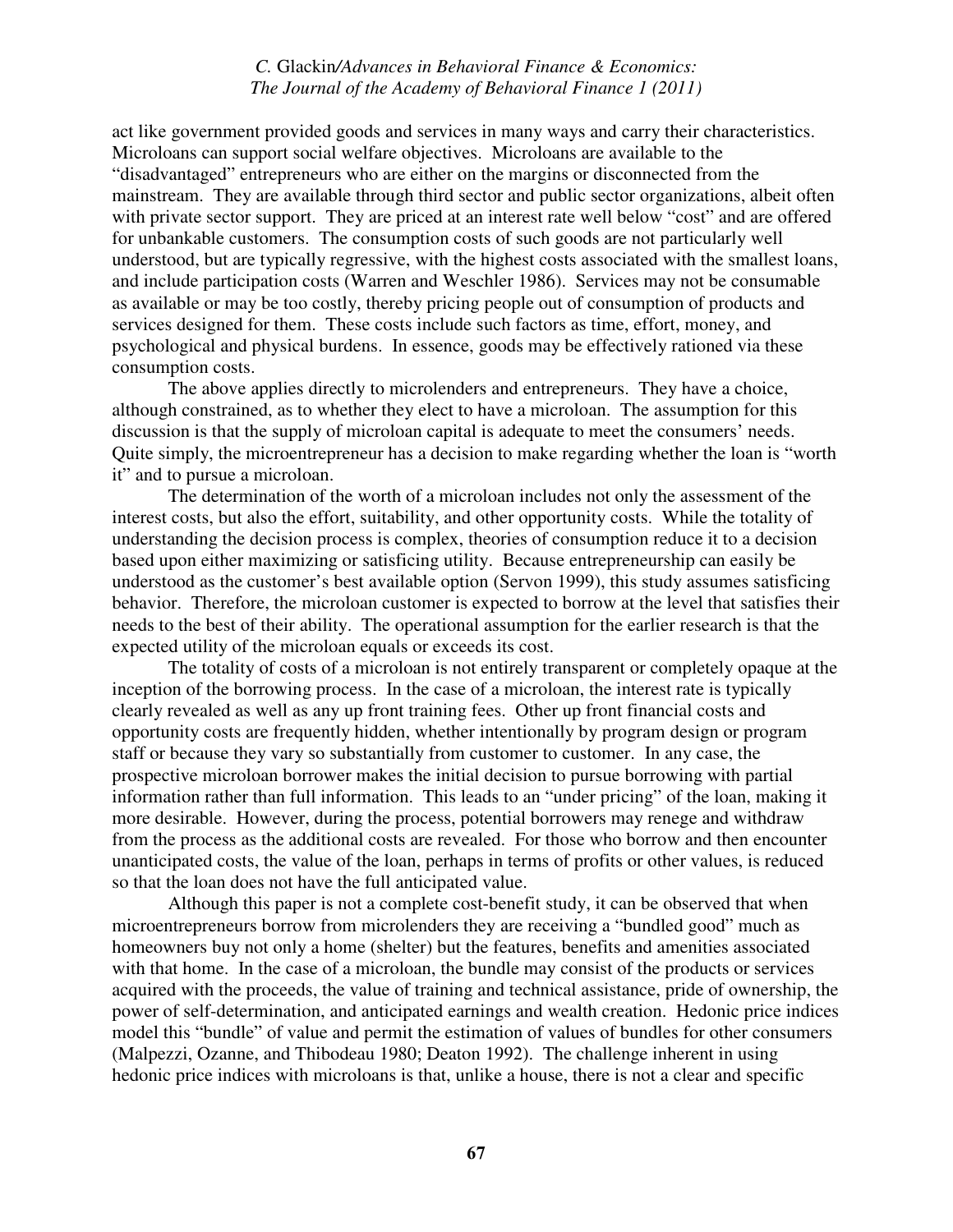act like government provided goods and services in many ways and carry their characteristics. Microloans can support social welfare objectives. Microloans are available to the "disadvantaged" entrepreneurs who are either on the margins or disconnected from the mainstream. They are available through third sector and public sector organizations, albeit often with private sector support. They are priced at an interest rate well below "cost" and are offered for unbankable customers. The consumption costs of such goods are not particularly well understood, but are typically regressive, with the highest costs associated with the smallest loans, and include participation costs (Warren and Weschler 1986). Services may not be consumable as available or may be too costly, thereby pricing people out of consumption of products and services designed for them. These costs include such factors as time, effort, money, and psychological and physical burdens. In essence, goods may be effectively rationed via these consumption costs.

The above applies directly to microlenders and entrepreneurs. They have a choice, although constrained, as to whether they elect to have a microloan. The assumption for this discussion is that the supply of microloan capital is adequate to meet the consumers' needs. Quite simply, the microentrepreneur has a decision to make regarding whether the loan is "worth it" and to pursue a microloan.

The determination of the worth of a microloan includes not only the assessment of the interest costs, but also the effort, suitability, and other opportunity costs. While the totality of understanding the decision process is complex, theories of consumption reduce it to a decision based upon either maximizing or satisficing utility. Because entrepreneurship can easily be understood as the customer's best available option (Servon 1999), this study assumes satisficing behavior. Therefore, the microloan customer is expected to borrow at the level that satisfies their needs to the best of their ability. The operational assumption for the earlier research is that the expected utility of the microloan equals or exceeds its cost.

The totality of costs of a microloan is not entirely transparent or completely opaque at the inception of the borrowing process. In the case of a microloan, the interest rate is typically clearly revealed as well as any up front training fees. Other up front financial costs and opportunity costs are frequently hidden, whether intentionally by program design or program staff or because they vary so substantially from customer to customer. In any case, the prospective microloan borrower makes the initial decision to pursue borrowing with partial information rather than full information. This leads to an "under pricing" of the loan, making it more desirable. However, during the process, potential borrowers may renege and withdraw from the process as the additional costs are revealed. For those who borrow and then encounter unanticipated costs, the value of the loan, perhaps in terms of profits or other values, is reduced so that the loan does not have the full anticipated value.

Although this paper is not a complete cost-benefit study, it can be observed that when microentrepreneurs borrow from microlenders they are receiving a "bundled good" much as homeowners buy not only a home (shelter) but the features, benefits and amenities associated with that home. In the case of a microloan, the bundle may consist of the products or services acquired with the proceeds, the value of training and technical assistance, pride of ownership, the power of self-determination, and anticipated earnings and wealth creation. Hedonic price indices model this "bundle" of value and permit the estimation of values of bundles for other consumers (Malpezzi, Ozanne, and Thibodeau 1980; Deaton 1992). The challenge inherent in using hedonic price indices with microloans is that, unlike a house, there is not a clear and specific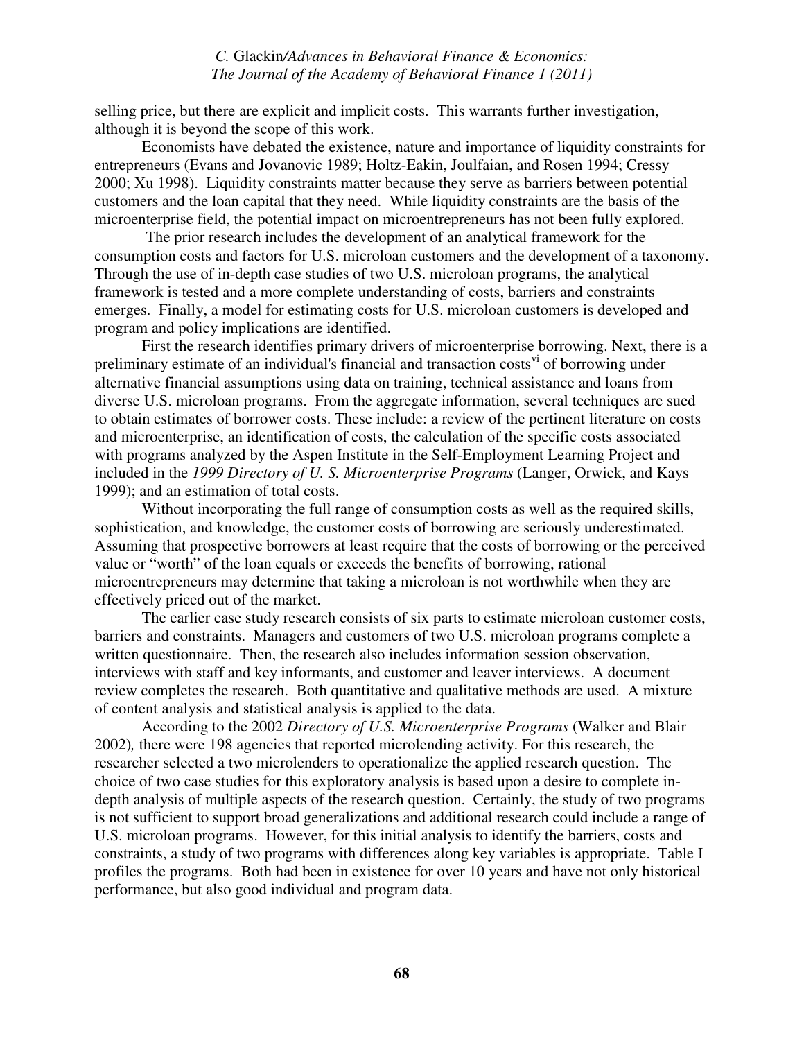selling price, but there are explicit and implicit costs. This warrants further investigation, although it is beyond the scope of this work.

Economists have debated the existence, nature and importance of liquidity constraints for entrepreneurs (Evans and Jovanovic 1989; Holtz-Eakin, Joulfaian, and Rosen 1994; Cressy 2000; Xu 1998). Liquidity constraints matter because they serve as barriers between potential customers and the loan capital that they need. While liquidity constraints are the basis of the microenterprise field, the potential impact on microentrepreneurs has not been fully explored.

The prior research includes the development of an analytical framework for the consumption costs and factors for U.S. microloan customers and the development of a taxonomy. Through the use of in-depth case studies of two U.S. microloan programs, the analytical framework is tested and a more complete understanding of costs, barriers and constraints emerges. Finally, a model for estimating costs for U.S. microloan customers is developed and program and policy implications are identified.

First the research identifies primary drivers of microenterprise borrowing. Next, there is a preliminary estimate of an individual's financial and transaction costs[vi] of borrowing under alternative financial assumptions using data on training, technical assistance and loans from diverse U.S. microloan programs. From the aggregate information, several techniques are sued to obtain estimates of borrower costs. These include: a review of the pertinent literature on costs and microenterprise, an identification of costs, the calculation of the specific costs associated with programs analyzed by the Aspen Institute in the Self-Employment Learning Project and included in the *1999 Directory of U. S. Microenterprise Programs* (Langer, Orwick, and Kays 1999); and an estimation of total costs.

Without incorporating the full range of consumption costs as well as the required skills, sophistication, and knowledge, the customer costs of borrowing are seriously underestimated. Assuming that prospective borrowers at least require that the costs of borrowing or the perceived value or "worth" of the loan equals or exceeds the benefits of borrowing, rational microentrepreneurs may determine that taking a microloan is not worthwhile when they are effectively priced out of the market.

The earlier case study research consists of six parts to estimate microloan customer costs, barriers and constraints. Managers and customers of two U.S. microloan programs complete a written questionnaire. Then, the research also includes information session observation, interviews with staff and key informants, and customer and leaver interviews. A document review completes the research. Both quantitative and qualitative methods are used. A mixture of content analysis and statistical analysis is applied to the data.

According to the 2002 *Directory of U.S. Microenterprise Programs* (Walker and Blair 2002), there were 198 agencies that reported microlending activity. For this research, the researcher selected a two microlenders to operationalize the applied research question. The choice of two case studies for this exploratory analysis is based upon a desire to complete in-depth analysis of multiple aspects of the research question. Certainly, the study of two programs is not sufficient to support broad generalizations and additional research could include a range of U.S. microloan programs. However, for this initial analysis to identify the barriers, costs and constraints, a study of two programs with differences along key variables is appropriate. Table I profiles the programs. Both had been in existence for over 10 years and have not only historical performance, but also good individual and program data.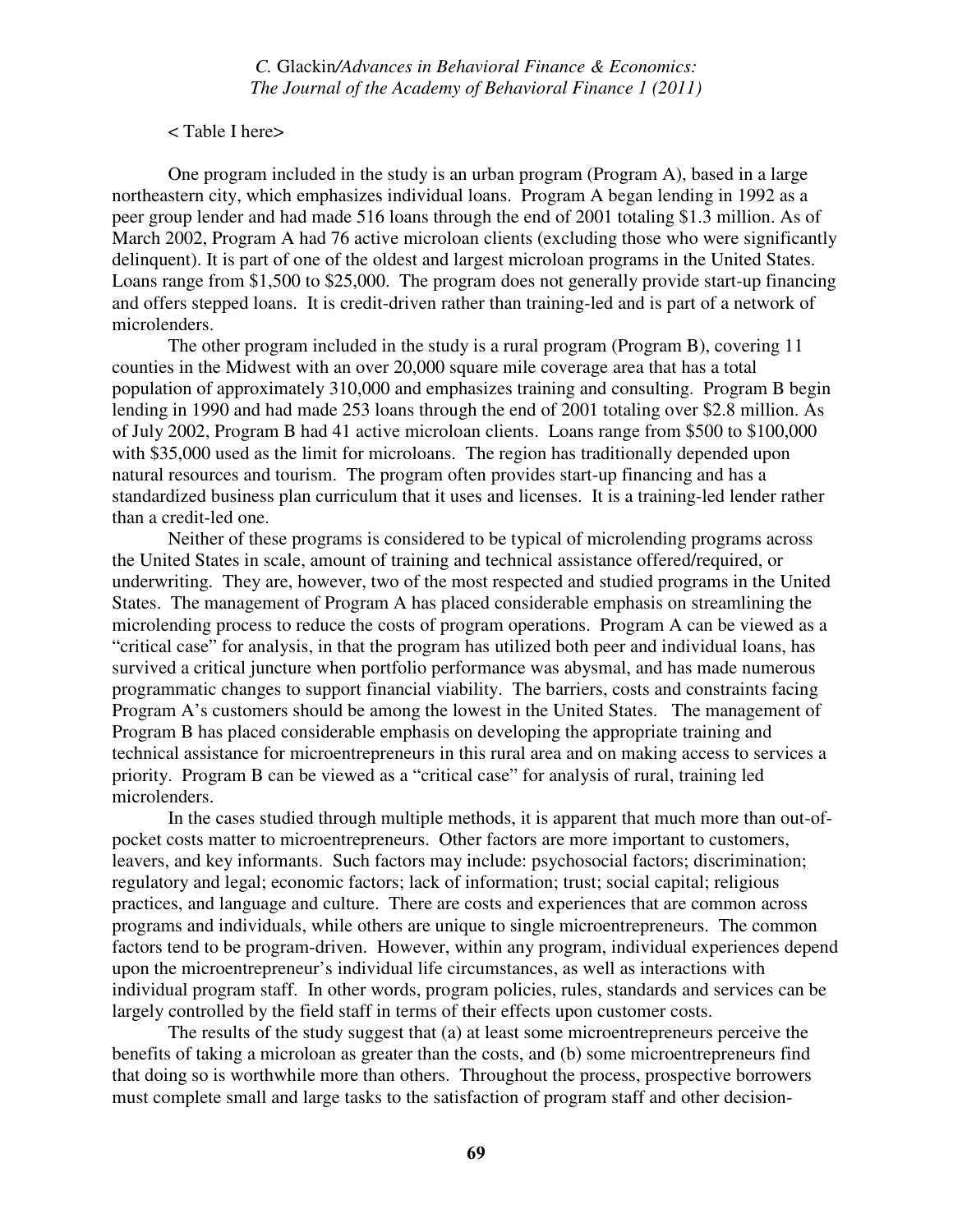< Table I here>

One program included in the study is an urban program (Program A), based in a large northeastern city, which emphasizes individual loans. Program A began lending in 1992 as a peer group lender and had made 516 loans through the end of 2001 totaling $1.3 million. As of March 2002, Program A had 76 active microloan clients (excluding those who were significantly delinquent). It is part of one of the oldest and largest microloan programs in the United States. Loans range from $1,500 to $25,000. The program does not generally provide start-up financing and offers stepped loans. It is credit-driven rather than training-led and is part of a network of microlenders.

The other program included in the study is a rural program (Program B), covering 11 counties in the Midwest with an over 20,000 square mile coverage area that has a total population of approximately 310,000 and emphasizes training and consulting. Program B begin lending in 1990 and had made 253 loans through the end of 2001 totaling over $2.8 million. As of July 2002, Program B had 41 active microloan clients. Loans range from $500 to $100,000 with $35,000 used as the limit for microloans. The region has traditionally depended upon natural resources and tourism. The program often provides start-up financing and has a standardized business plan curriculum that it uses and licenses. It is a training-led lender rather than a credit-led one.

Neither of these programs is considered to be typical of microlending programs across the United States in scale, amount of training and technical assistance offered/required, or underwriting. They are, however, two of the most respected and studied programs in the United States. The management of Program A has placed considerable emphasis on streamlining the microlending process to reduce the costs of program operations. Program A can be viewed as a "critical case" for analysis, in that the program has utilized both peer and individual loans, has survived a critical juncture when portfolio performance was abysmal, and has made numerous programmatic changes to support financial viability. The barriers, costs and constraints facing Program A's customers should be among the lowest in the United States. The management of Program B has placed considerable emphasis on developing the appropriate training and technical assistance for microentrepreneurs in this rural area and on making access to services a priority. Program B can be viewed as a "critical case" for analysis of rural, training led microlenders.

In the cases studied through multiple methods, it is apparent that much more than out-of-pocket costs matter to microentrepreneurs. Other factors are more important to customers, leavers, and key informants. Such factors may include: psychosocial factors; discrimination; regulatory and legal; economic factors; lack of information; trust; social capital; religious practices, and language and culture. There are costs and experiences that are common across programs and individuals, while others are unique to single microentrepreneurs. The common factors tend to be program-driven. However, within any program, individual experiences depend upon the microentrepreneur's individual life circumstances, as well as interactions with individual program staff. In other words, program policies, rules, standards and services can be largely controlled by the field staff in terms of their effects upon customer costs.

The results of the study suggest that (a) at least some microentrepreneurs perceive the benefits of taking a microloan as greater than the costs, and (b) some microentrepreneurs find that doing so is worthwhile more than others. Throughout the process, prospective borrowers must complete small and large tasks to the satisfaction of program staff and other decision-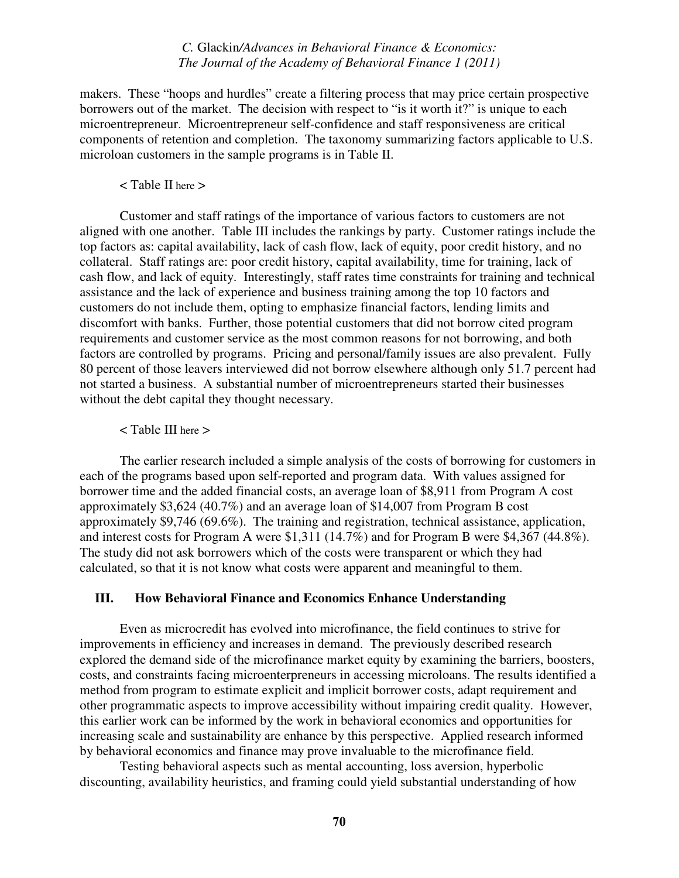makers. These "hoops and hurdles" create a filtering process that may price certain prospective borrowers out of the market. The decision with respect to "is it worth it?" is unique to each microentrepreneur. Microentrepreneur self-confidence and staff responsiveness are critical components of retention and completion. The taxonomy summarizing factors applicable to U.S. microloan customers in the sample programs is in Table II.

< Table II here >

Customer and staff ratings of the importance of various factors to customers are not aligned with one another. Table III includes the rankings by party. Customer ratings include the top factors as: capital availability, lack of cash flow, lack of equity, poor credit history, and no collateral. Staff ratings are: poor credit history, capital availability, time for training, lack of cash flow, and lack of equity. Interestingly, staff rates time constraints for training and technical assistance and the lack of experience and business training among the top 10 factors and customers do not include them, opting to emphasize financial factors, lending limits and discomfort with banks. Further, those potential customers that did not borrow cited program requirements and customer service as the most common reasons for not borrowing, and both factors are controlled by programs. Pricing and personal/family issues are also prevalent. Fully 80 percent of those leavers interviewed did not borrow elsewhere although only 51.7 percent had not started a business. A substantial number of microentrepreneurs started their businesses without the debt capital they thought necessary.

< Table III here >

The earlier research included a simple analysis of the costs of borrowing for customers in each of the programs based upon self-reported and program data. With values assigned for borrower time and the added financial costs, an average loan of $8,911 from Program A cost approximately $3,624 (40.7%) and an average loan of $14,007 from Program B cost approximately $9,746 (69.6%). The training and registration, technical assistance, application, and interest costs for Program A were $1,311 (14.7%) and for Program B were $4,367 (44.8%). The study did not ask borrowers which of the costs were transparent or which they had calculated, so that it is not know what costs were apparent and meaningful to them.

## III. How Behavioral Finance and Economics Enhance Understanding

Even as microcredit has evolved into microfinance, the field continues to strive for improvements in efficiency and increases in demand. The previously described research explored the demand side of the microfinance market equity by examining the barriers, boosters, costs, and constraints facing microenterpreneurs in accessing microloans. The results identified a method from program to estimate explicit and implicit borrower costs, adapt requirement and other programmatic aspects to improve accessibility without impairing credit quality. However, this earlier work can be informed by the work in behavioral economics and opportunities for increasing scale and sustainability are enhance by this perspective. Applied research informed by behavioral economics and finance may prove invaluable to the microfinance field.

Testing behavioral aspects such as mental accounting, loss aversion, hyperbolic discounting, availability heuristics, and framing could yield substantial understanding of how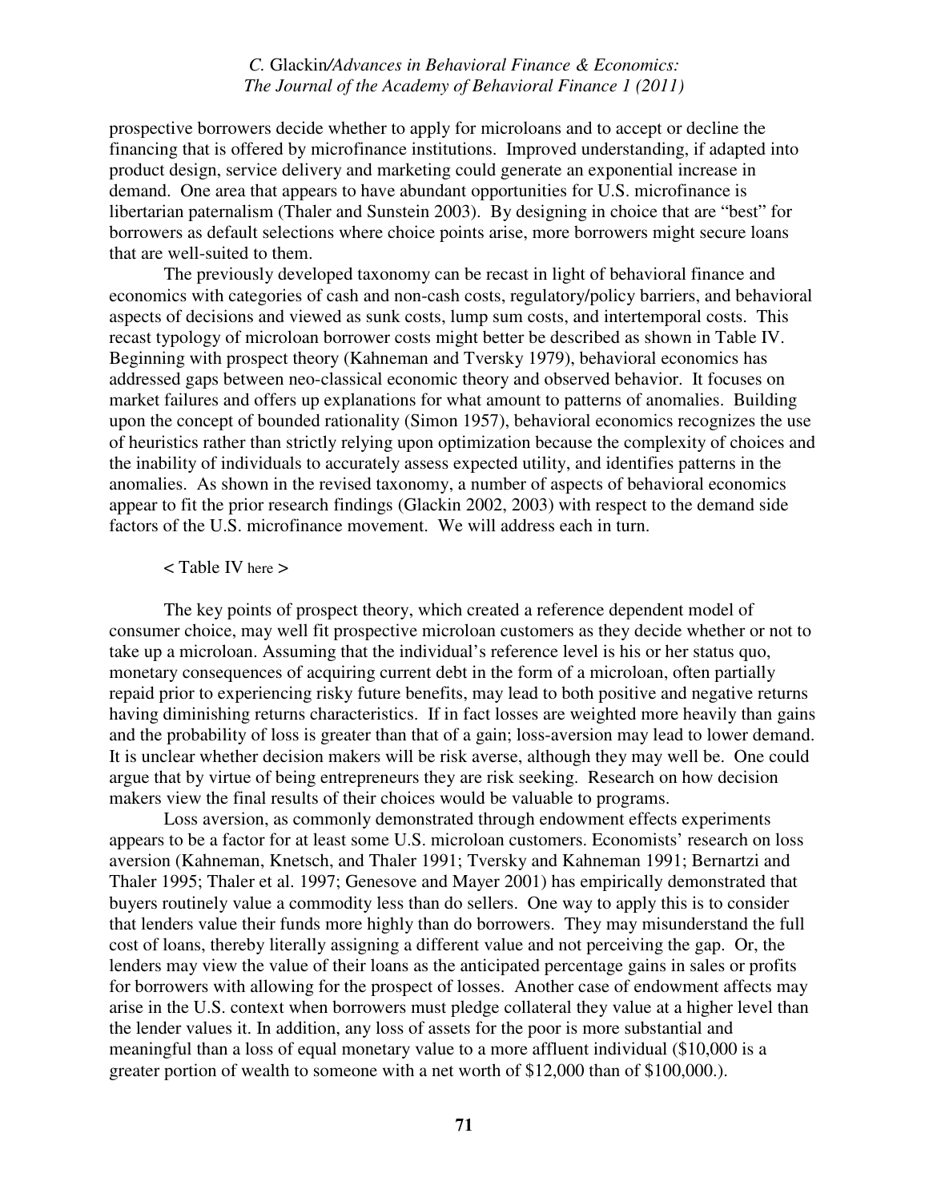prospective borrowers decide whether to apply for microloans and to accept or decline the financing that is offered by microfinance institutions. Improved understanding, if adapted into product design, service delivery and marketing could generate an exponential increase in demand. One area that appears to have abundant opportunities for U.S. microfinance is libertarian paternalism (Thaler and Sunstein 2003). By designing in choice that are "best" for borrowers as default selections where choice points arise, more borrowers might secure loans that are well-suited to them.

The previously developed taxonomy can be recast in light of behavioral finance and economics with categories of cash and non-cash costs, regulatory/policy barriers, and behavioral aspects of decisions and viewed as sunk costs, lump sum costs, and intertemporal costs. This recast typology of microloan borrower costs might better be described as shown in Table IV. Beginning with prospect theory (Kahneman and Tversky 1979), behavioral economics has addressed gaps between neo-classical economic theory and observed behavior. It focuses on market failures and offers up explanations for what amount to patterns of anomalies. Building upon the concept of bounded rationality (Simon 1957), behavioral economics recognizes the use of heuristics rather than strictly relying upon optimization because the complexity of choices and the inability of individuals to accurately assess expected utility, and identifies patterns in the anomalies. As shown in the revised taxonomy, a number of aspects of behavioral economics appear to fit the prior research findings (Glackin 2002, 2003) with respect to the demand side factors of the U.S. microfinance movement. We will address each in turn.

< Table IV here >

The key points of prospect theory, which created a reference dependent model of consumer choice, may well fit prospective microloan customers as they decide whether or not to take up a microloan. Assuming that the individual's reference level is his or her status quo, monetary consequences of acquiring current debt in the form of a microloan, often partially repaid prior to experiencing risky future benefits, may lead to both positive and negative returns having diminishing returns characteristics. If in fact losses are weighted more heavily than gains and the probability of loss is greater than that of a gain; loss-aversion may lead to lower demand. It is unclear whether decision makers will be risk averse, although they may well be. One could argue that by virtue of being entrepreneurs they are risk seeking. Research on how decision makers view the final results of their choices would be valuable to programs.

Loss aversion, as commonly demonstrated through endowment effects experiments appears to be a factor for at least some U.S. microloan customers. Economists' research on loss aversion (Kahneman, Knetsch, and Thaler 1991; Tversky and Kahneman 1991; Bernartzi and Thaler 1995; Thaler et al. 1997; Genesove and Mayer 2001) has empirically demonstrated that buyers routinely value a commodity less than do sellers. One way to apply this is to consider that lenders value their funds more highly than do borrowers. They may misunderstand the full cost of loans, thereby literally assigning a different value and not perceiving the gap. Or, the lenders may view the value of their loans as the anticipated percentage gains in sales or profits for borrowers with allowing for the prospect of losses. Another case of endowment affects may arise in the U.S. context when borrowers must pledge collateral they value at a higher level than the lender values it. In addition, any loss of assets for the poor is more substantial and meaningful than a loss of equal monetary value to a more affluent individual ($10,000 is a greater portion of wealth to someone with a net worth of $12,000 than of $100,000.).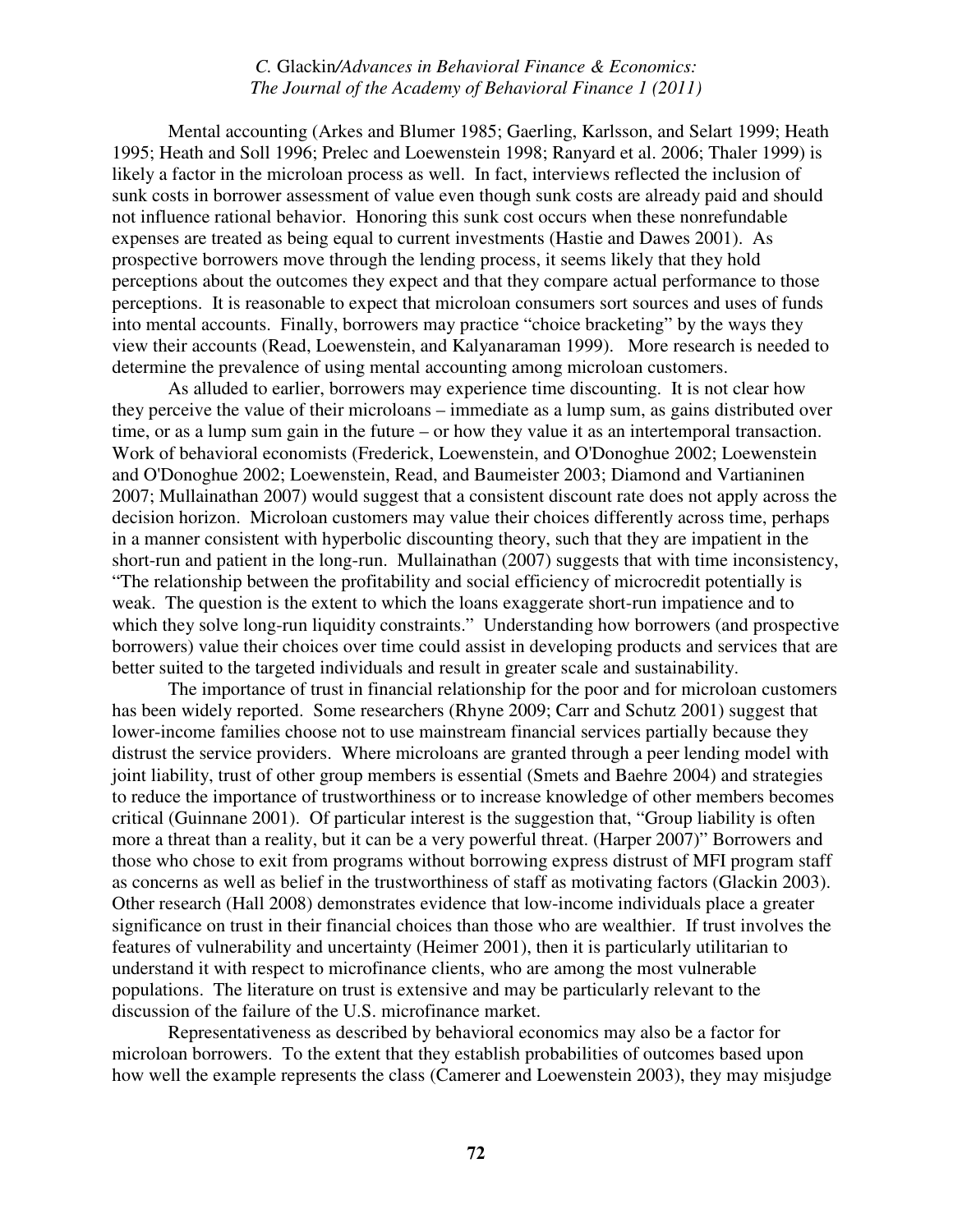Mental accounting (Arkes and Blumer 1985; Gaerling, Karlsson, and Selart 1999; Heath 1995; Heath and Soll 1996; Prelec and Loewenstein 1998; Ranyard et al. 2006; Thaler 1999) is likely a factor in the microloan process as well. In fact, interviews reflected the inclusion of sunk costs in borrower assessment of value even though sunk costs are already paid and should not influence rational behavior. Honoring this sunk cost occurs when these nonrefundable expenses are treated as being equal to current investments (Hastie and Dawes 2001). As prospective borrowers move through the lending process, it seems likely that they hold perceptions about the outcomes they expect and that they compare actual performance to those perceptions. It is reasonable to expect that microloan consumers sort sources and uses of funds into mental accounts. Finally, borrowers may practice "choice bracketing" by the ways they view their accounts (Read, Loewenstein, and Kalyanaraman 1999). More research is needed to determine the prevalence of using mental accounting among microloan customers.

As alluded to earlier, borrowers may experience time discounting. It is not clear how they perceive the value of their microloans – immediate as a lump sum, as gains distributed over time, or as a lump sum gain in the future – or how they value it as an intertemporal transaction. Work of behavioral economists (Frederick, Loewenstein, and O'Donoghue 2002; Loewenstein and O'Donoghue 2002; Loewenstein, Read, and Baumeister 2003; Diamond and Vartianinen 2007; Mullainathan 2007) would suggest that a consistent discount rate does not apply across the decision horizon. Microloan customers may value their choices differently across time, perhaps in a manner consistent with hyperbolic discounting theory, such that they are impatient in the short-run and patient in the long-run. Mullainathan (2007) suggests that with time inconsistency, "The relationship between the profitability and social efficiency of microcredit potentially is weak. The question is the extent to which the loans exaggerate short-run impatience and to which they solve long-run liquidity constraints." Understanding how borrowers (and prospective borrowers) value their choices over time could assist in developing products and services that are better suited to the targeted individuals and result in greater scale and sustainability.

The importance of trust in financial relationship for the poor and for microloan customers has been widely reported. Some researchers (Rhyne 2009; Carr and Schutz 2001) suggest that lower-income families choose not to use mainstream financial services partially because they distrust the service providers. Where microloans are granted through a peer lending model with joint liability, trust of other group members is essential (Smets and Baehre 2004) and strategies to reduce the importance of trustworthiness or to increase knowledge of other members becomes critical (Guinnane 2001). Of particular interest is the suggestion that, "Group liability is often more a threat than a reality, but it can be a very powerful threat. (Harper 2007)" Borrowers and those who chose to exit from programs without borrowing express distrust of MFI program staff as concerns as well as belief in the trustworthiness of staff as motivating factors (Glackin 2003). Other research (Hall 2008) demonstrates evidence that low-income individuals place a greater significance on trust in their financial choices than those who are wealthier. If trust involves the features of vulnerability and uncertainty (Heimer 2001), then it is particularly utilitarian to understand it with respect to microfinance clients, who are among the most vulnerable populations. The literature on trust is extensive and may be particularly relevant to the discussion of the failure of the U.S. microfinance market.

Representativeness as described by behavioral economics may also be a factor for microloan borrowers. To the extent that they establish probabilities of outcomes based upon how well the example represents the class (Camerer and Loewenstein 2003), they may misjudge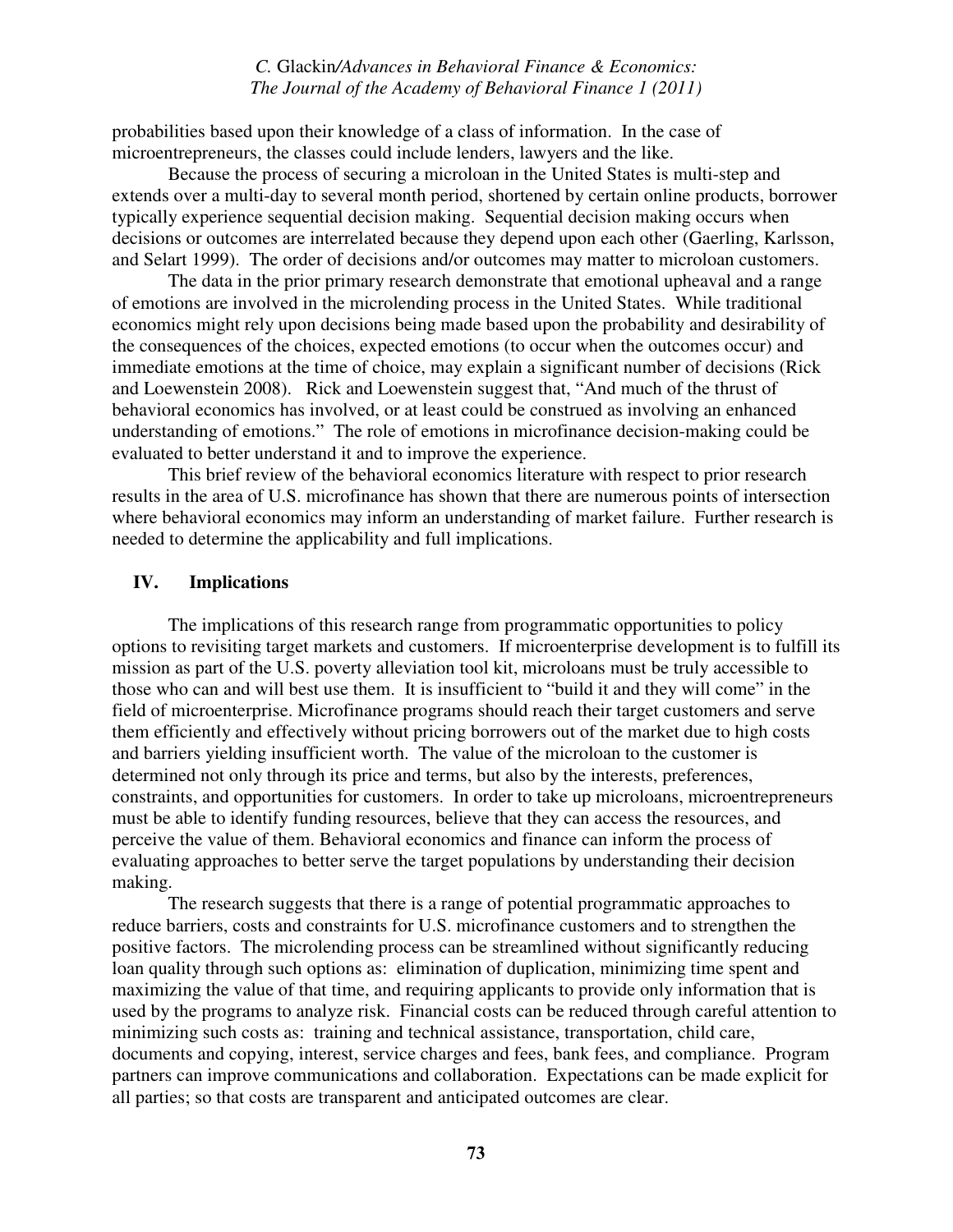probabilities based upon their knowledge of a class of information. In the case of microentrepreneurs, the classes could include lenders, lawyers and the like.

Because the process of securing a microloan in the United States is multi-step and extends over a multi-day to several month period, shortened by certain online products, borrower typically experience sequential decision making. Sequential decision making occurs when decisions or outcomes are interrelated because they depend upon each other (Gaerling, Karlsson, and Selart 1999). The order of decisions and/or outcomes may matter to microloan customers.

The data in the prior primary research demonstrate that emotional upheaval and a range of emotions are involved in the microlending process in the United States. While traditional economics might rely upon decisions being made based upon the probability and desirability of the consequences of the choices, expected emotions (to occur when the outcomes occur) and immediate emotions at the time of choice, may explain a significant number of decisions (Rick and Loewenstein 2008). Rick and Loewenstein suggest that, "And much of the thrust of behavioral economics has involved, or at least could be construed as involving an enhanced understanding of emotions." The role of emotions in microfinance decision-making could be evaluated to better understand it and to improve the experience.

This brief review of the behavioral economics literature with respect to prior research results in the area of U.S. microfinance has shown that there are numerous points of intersection where behavioral economics may inform an understanding of market failure. Further research is needed to determine the applicability and full implications.

## IV. Implications

The implications of this research range from programmatic opportunities to policy options to revisiting target markets and customers. If microenterprise development is to fulfill its mission as part of the U.S. poverty alleviation tool kit, microloans must be truly accessible to those who can and will best use them. It is insufficient to "build it and they will come" in the field of microenterprise. Microfinance programs should reach their target customers and serve them efficiently and effectively without pricing borrowers out of the market due to high costs and barriers yielding insufficient worth. The value of the microloan to the customer is determined not only through its price and terms, but also by the interests, preferences, constraints, and opportunities for customers. In order to take up microloans, microentrepreneurs must be able to identify funding resources, believe that they can access the resources, and perceive the value of them. Behavioral economics and finance can inform the process of evaluating approaches to better serve the target populations by understanding their decision making.

The research suggests that there is a range of potential programmatic approaches to reduce barriers, costs and constraints for U.S. microfinance customers and to strengthen the positive factors. The microlending process can be streamlined without significantly reducing loan quality through such options as: elimination of duplication, minimizing time spent and maximizing the value of that time, and requiring applicants to provide only information that is used by the programs to analyze risk. Financial costs can be reduced through careful attention to minimizing such costs as: training and technical assistance, transportation, child care, documents and copying, interest, service charges and fees, bank fees, and compliance. Program partners can improve communications and collaboration. Expectations can be made explicit for all parties; so that costs are transparent and anticipated outcomes are clear.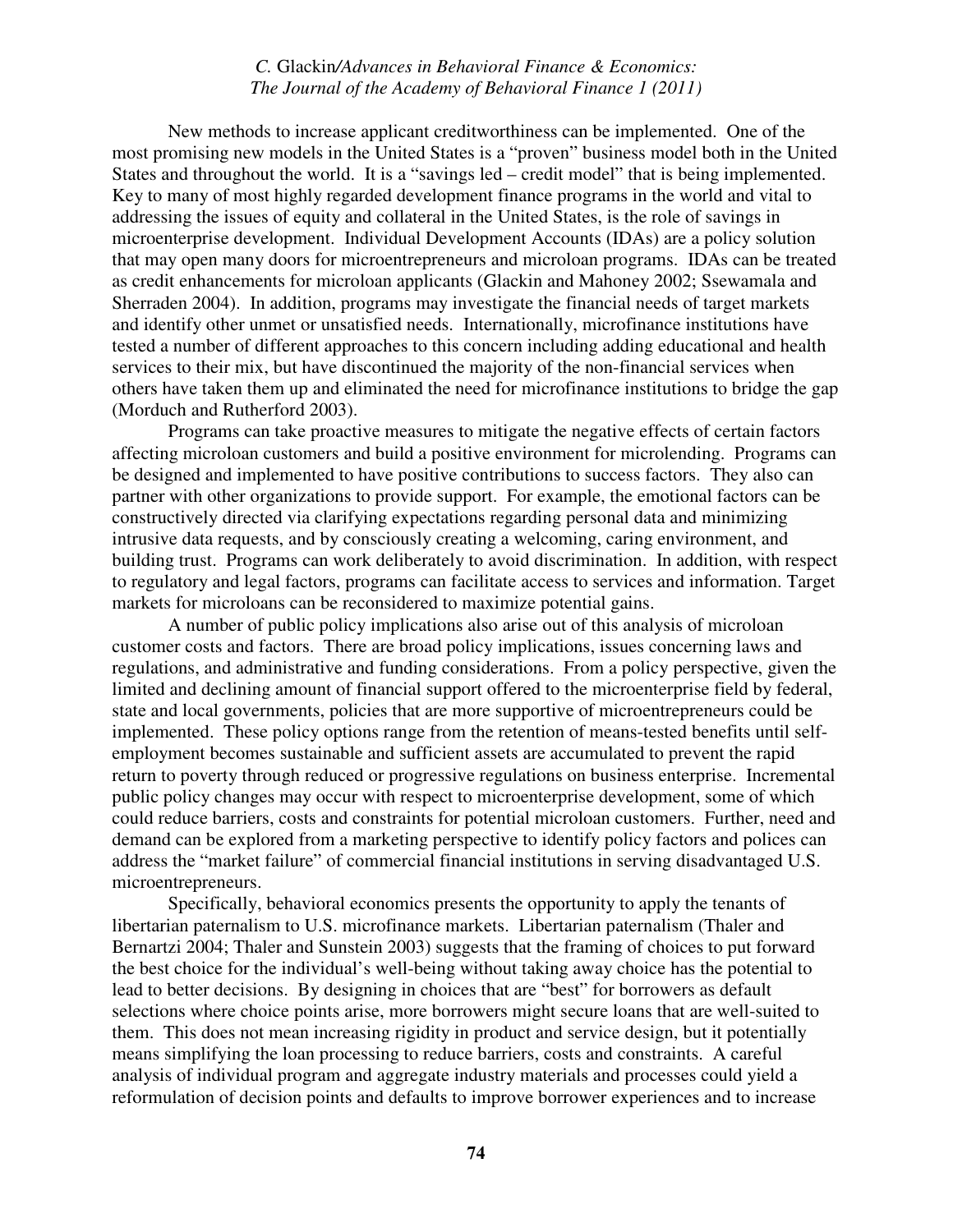New methods to increase applicant creditworthiness can be implemented. One of the most promising new models in the United States is a "proven" business model both in the United States and throughout the world. It is a "savings led – credit model" that is being implemented. Key to many of most highly regarded development finance programs in the world and vital to addressing the issues of equity and collateral in the United States, is the role of savings in microenterprise development. Individual Development Accounts (IDAs) are a policy solution that may open many doors for microentrepreneurs and microloan programs. IDAs can be treated as credit enhancements for microloan applicants (Glackin and Mahoney 2002; Ssewamala and Sherraden 2004). In addition, programs may investigate the financial needs of target markets and identify other unmet or unsatisfied needs. Internationally, microfinance institutions have tested a number of different approaches to this concern including adding educational and health services to their mix, but have discontinued the majority of the non-financial services when others have taken them up and eliminated the need for microfinance institutions to bridge the gap (Morduch and Rutherford 2003).

Programs can take proactive measures to mitigate the negative effects of certain factors affecting microloan customers and build a positive environment for microlending. Programs can be designed and implemented to have positive contributions to success factors. They also can partner with other organizations to provide support. For example, the emotional factors can be constructively directed via clarifying expectations regarding personal data and minimizing intrusive data requests, and by consciously creating a welcoming, caring environment, and building trust. Programs can work deliberately to avoid discrimination. In addition, with respect to regulatory and legal factors, programs can facilitate access to services and information. Target markets for microloans can be reconsidered to maximize potential gains.

A number of public policy implications also arise out of this analysis of microloan customer costs and factors. There are broad policy implications, issues concerning laws and regulations, and administrative and funding considerations. From a policy perspective, given the limited and declining amount of financial support offered to the microenterprise field by federal, state and local governments, policies that are more supportive of microentrepreneurs could be implemented. These policy options range from the retention of means-tested benefits until self-employment becomes sustainable and sufficient assets are accumulated to prevent the rapid return to poverty through reduced or progressive regulations on business enterprise. Incremental public policy changes may occur with respect to microenterprise development, some of which could reduce barriers, costs and constraints for potential microloan customers. Further, need and demand can be explored from a marketing perspective to identify policy factors and polices can address the "market failure" of commercial financial institutions in serving disadvantaged U.S. microentrepreneurs.

Specifically, behavioral economics presents the opportunity to apply the tenants of libertarian paternalism to U.S. microfinance markets. Libertarian paternalism (Thaler and Bernartzi 2004; Thaler and Sunstein 2003) suggests that the framing of choices to put forward the best choice for the individual's well-being without taking away choice has the potential to lead to better decisions. By designing in choices that are "best" for borrowers as default selections where choice points arise, more borrowers might secure loans that are well-suited to them. This does not mean increasing rigidity in product and service design, but it potentially means simplifying the loan processing to reduce barriers, costs and constraints. A careful analysis of individual program and aggregate industry materials and processes could yield a reformulation of decision points and defaults to improve borrower experiences and to increase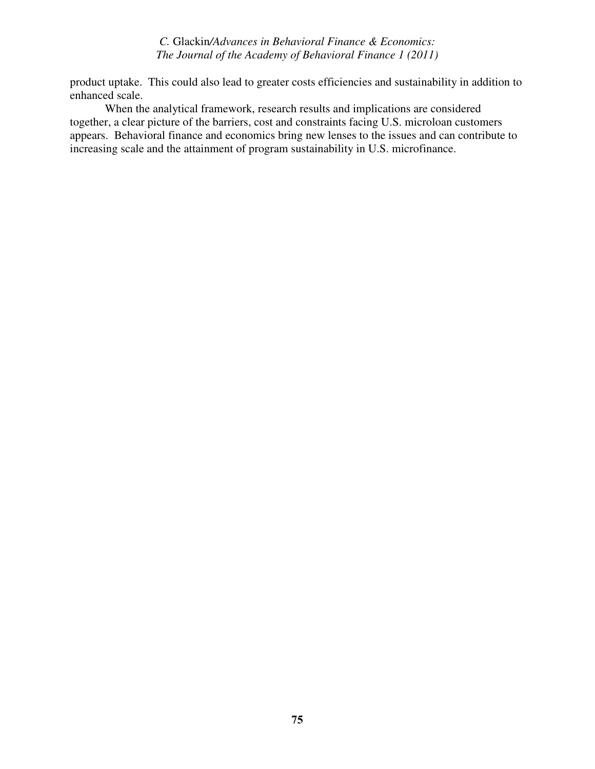product uptake. This could also lead to greater costs efficiencies and sustainability in addition to enhanced scale.

When the analytical framework, research results and implications are considered together, a clear picture of the barriers, cost and constraints facing U.S. microloan customers appears. Behavioral finance and economics bring new lenses to the issues and can contribute to increasing scale and the attainment of program sustainability in U.S. microfinance.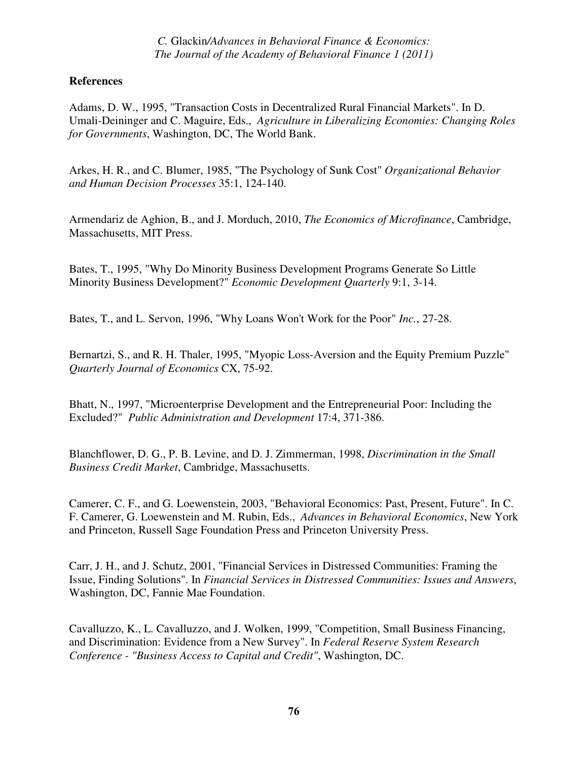**References**

Adams, D. W., 1995, "Transaction Costs in Decentralized Rural Financial Markets". In D. Umali-Deininger and C. Maguire, Eds., *Agriculture in Liberalizing Economies: Changing Roles for Governments*, Washington, DC, The World Bank.

Arkes, H. R., and C. Blumer, 1985, "The Psychology of Sunk Cost" *Organizational Behavior and Human Decision Processes* 35:1, 124-140.

Armendariz de Aghion, B., and J. Morduch, 2010, *The Economics of Microfinance*, Cambridge, Massachusetts, MIT Press.

Bates, T., 1995, "Why Do Minority Business Development Programs Generate So Little Minority Business Development?" *Economic Development Quarterly* 9:1, 3-14.

Bates, T., and L. Servon, 1996, "Why Loans Won't Work for the Poor" *Inc.*, 27-28.

Bernartzi, S., and R. H. Thaler, 1995, "Myopic Loss-Aversion and the Equity Premium Puzzle" *Quarterly Journal of Economics* CX, 75-92.

Bhatt, N., 1997, "Microenterprise Development and the Entrepreneurial Poor: Including the Excluded?" *Public Administration and Development* 17:4, 371-386.

Blanchflower, D. G., P. B. Levine, and D. J. Zimmerman, 1998, *Discrimination in the Small Business Credit Market*, Cambridge, Massachusetts.

Camerer, C. F., and G. Loewenstein, 2003, "Behavioral Economics: Past, Present, Future". In C. F. Camerer, G. Loewenstein and M. Rubin, Eds., *Advances in Behavioral Economics*, New York and Princeton, Russell Sage Foundation Press and Princeton University Press.

Carr, J. H., and J. Schutz, 2001, "Financial Services in Distressed Communities: Framing the Issue, Finding Solutions". In *Financial Services in Distressed Communities: Issues and Answers*, Washington, DC, Fannie Mae Foundation.

Cavalluzzo, K., L. Cavalluzzo, and J. Wolken, 1999, "Competition, Small Business Financing, and Discrimination: Evidence from a New Survey". In *Federal Reserve System Research Conference - "Business Access to Capital and Credit"*, Washington, DC.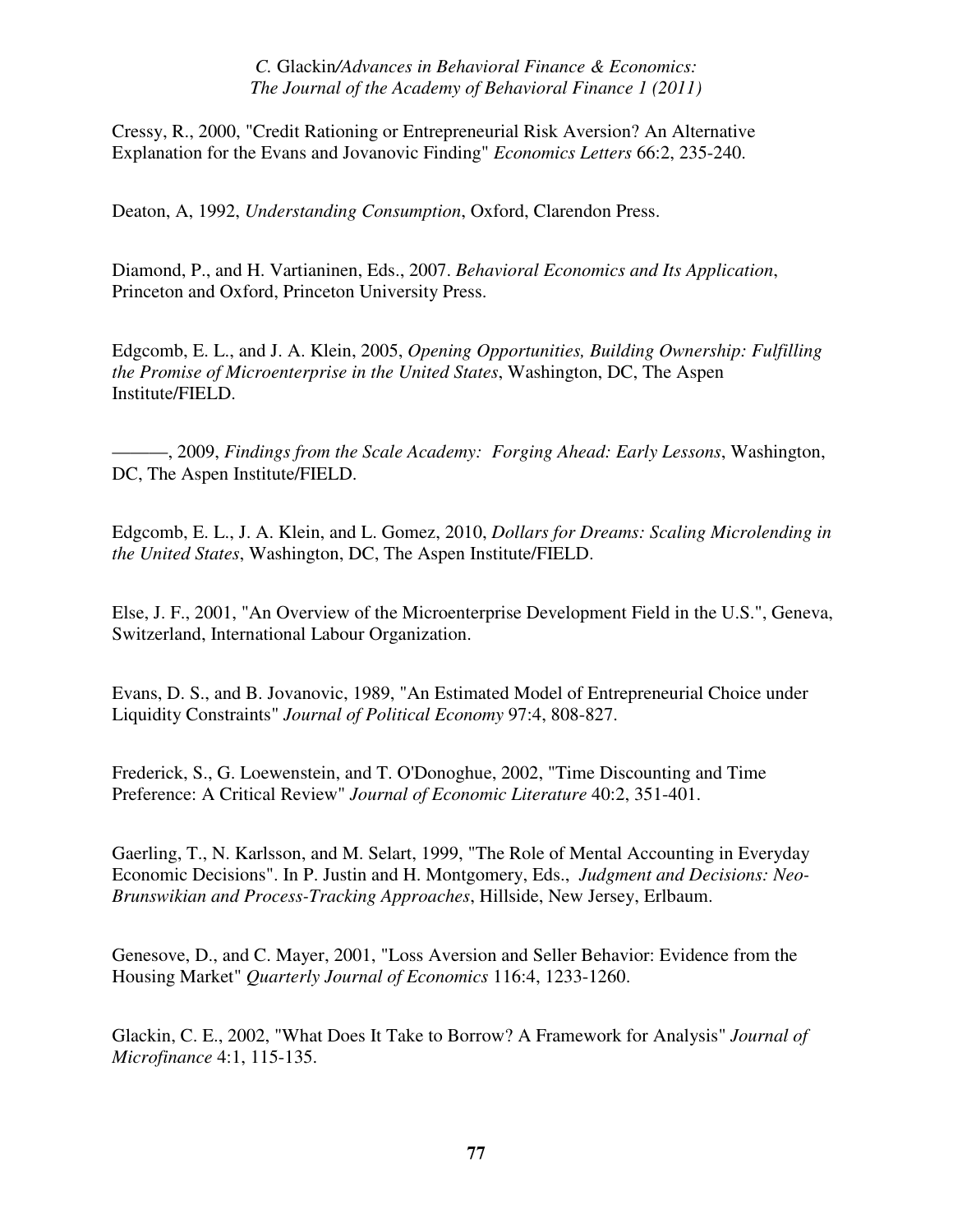Cressy, R., 2000, "Credit Rationing or Entrepreneurial Risk Aversion? An Alternative Explanation for the Evans and Jovanovic Finding" *Economics Letters* 66:2, 235-240.

Deaton, A, 1992, *Understanding Consumption*, Oxford, Clarendon Press.

Diamond, P., and H. Vartianinen, Eds., 2007. *Behavioral Economics and Its Application*, Princeton and Oxford, Princeton University Press.

Edgcomb, E. L., and J. A. Klein, 2005, *Opening Opportunities, Building Ownership: Fulfilling the Promise of Microenterprise in the United States*, Washington, DC, The Aspen Institute/FIELD.

———, 2009, *Findings from the Scale Academy: Forging Ahead: Early Lessons*, Washington, DC, The Aspen Institute/FIELD.

Edgcomb, E. L., J. A. Klein, and L. Gomez, 2010, *Dollars for Dreams: Scaling Microlending in the United States*, Washington, DC, The Aspen Institute/FIELD.

Else, J. F., 2001, "An Overview of the Microenterprise Development Field in the U.S.", Geneva, Switzerland, International Labour Organization.

Evans, D. S., and B. Jovanovic, 1989, "An Estimated Model of Entrepreneurial Choice under Liquidity Constraints" *Journal of Political Economy* 97:4, 808-827.

Frederick, S., G. Loewenstein, and T. O'Donoghue, 2002, "Time Discounting and Time Preference: A Critical Review" *Journal of Economic Literature* 40:2, 351-401.

Gaerling, T., N. Karlsson, and M. Selart, 1999, "The Role of Mental Accounting in Everyday Economic Decisions". In P. Justin and H. Montgomery, Eds., *Judgment and Decisions: Neo-Brunswikian and Process-Tracking Approaches*, Hillside, New Jersey, Erlbaum.

Genesove, D., and C. Mayer, 2001, "Loss Aversion and Seller Behavior: Evidence from the Housing Market" *Quarterly Journal of Economics* 116:4, 1233-1260.

Glackin, C. E., 2002, "What Does It Take to Borrow? A Framework for Analysis" *Journal of Microfinance* 4:1, 115-135.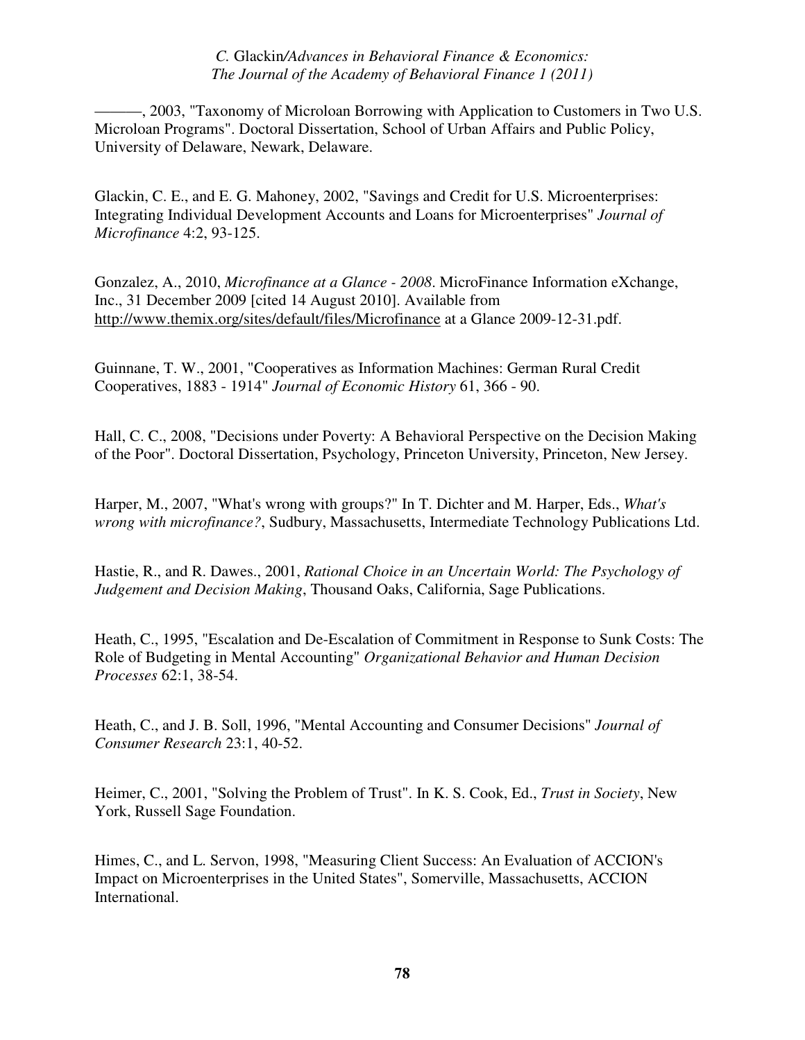———, 2003, "Taxonomy of Microloan Borrowing with Application to Customers in Two U.S. Microloan Programs". Doctoral Dissertation, School of Urban Affairs and Public Policy, University of Delaware, Newark, Delaware.

Glackin, C. E., and E. G. Mahoney, 2002, "Savings and Credit for U.S. Microenterprises: Integrating Individual Development Accounts and Loans for Microenterprises" *Journal of Microfinance* 4:2, 93-125.

Gonzalez, A., 2010, *Microfinance at a Glance - 2008*. MicroFinance Information eXchange, Inc., 31 December 2009 [cited 14 August 2010]. Available from http://www.themix.org/sites/default/files/Microfinance at a Glance 2009-12-31.pdf.

Guinnane, T. W., 2001, "Cooperatives as Information Machines: German Rural Credit Cooperatives, 1883 - 1914" *Journal of Economic History* 61, 366 - 90.

Hall, C. C., 2008, "Decisions under Poverty: A Behavioral Perspective on the Decision Making of the Poor". Doctoral Dissertation, Psychology, Princeton University, Princeton, New Jersey.

Harper, M., 2007, "What's wrong with groups?" In T. Dichter and M. Harper, Eds., *What's wrong with microfinance?*, Sudbury, Massachusetts, Intermediate Technology Publications Ltd.

Hastie, R., and R. Dawes., 2001, *Rational Choice in an Uncertain World: The Psychology of Judgement and Decision Making*, Thousand Oaks, California, Sage Publications.

Heath, C., 1995, "Escalation and De-Escalation of Commitment in Response to Sunk Costs: The Role of Budgeting in Mental Accounting" *Organizational Behavior and Human Decision Processes* 62:1, 38-54.

Heath, C., and J. B. Soll, 1996, "Mental Accounting and Consumer Decisions" *Journal of Consumer Research* 23:1, 40-52.

Heimer, C., 2001, "Solving the Problem of Trust". In K. S. Cook, Ed., *Trust in Society*, New York, Russell Sage Foundation.

Himes, C., and L. Servon, 1998, "Measuring Client Success: An Evaluation of ACCION's Impact on Microenterprises in the United States", Somerville, Massachusetts, ACCION International.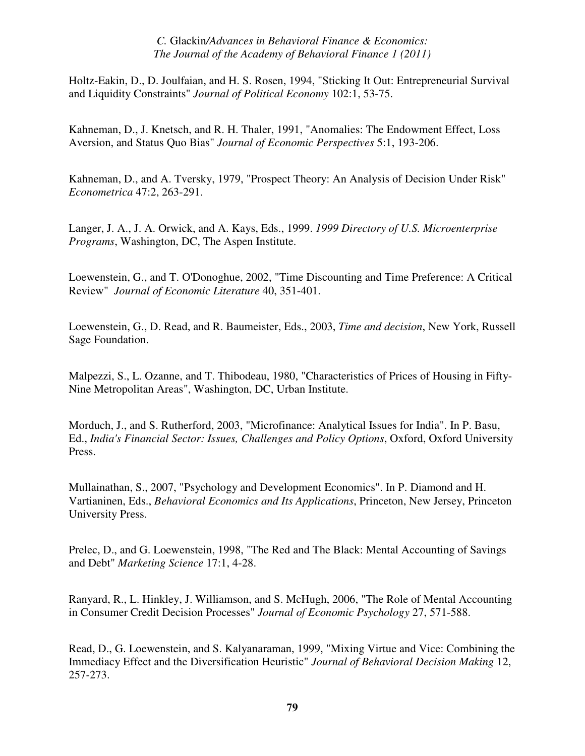Holtz-Eakin, D., D. Joulfaian, and H. S. Rosen, 1994, "Sticking It Out: Entrepreneurial Survival and Liquidity Constraints" *Journal of Political Economy* 102:1, 53-75.

Kahneman, D., J. Knetsch, and R. H. Thaler, 1991, "Anomalies: The Endowment Effect, Loss Aversion, and Status Quo Bias" *Journal of Economic Perspectives* 5:1, 193-206.

Kahneman, D., and A. Tversky, 1979, "Prospect Theory: An Analysis of Decision Under Risk" *Econometrica* 47:2, 263-291.

Langer, J. A., J. A. Orwick, and A. Kays, Eds., 1999. *1999 Directory of U.S. Microenterprise Programs*, Washington, DC, The Aspen Institute.

Loewenstein, G., and T. O'Donoghue, 2002, "Time Discounting and Time Preference: A Critical Review" *Journal of Economic Literature* 40, 351-401.

Loewenstein, G., D. Read, and R. Baumeister, Eds., 2003, *Time and decision*, New York, Russell Sage Foundation.

Malpezzi, S., L. Ozanne, and T. Thibodeau, 1980, "Characteristics of Prices of Housing in Fifty-Nine Metropolitan Areas", Washington, DC, Urban Institute.

Morduch, J., and S. Rutherford, 2003, "Microfinance: Analytical Issues for India". In P. Basu, Ed., *India's Financial Sector: Issues, Challenges and Policy Options*, Oxford, Oxford University Press.

Mullainathan, S., 2007, "Psychology and Development Economics". In P. Diamond and H. Vartianinen, Eds., *Behavioral Economics and Its Applications*, Princeton, New Jersey, Princeton University Press.

Prelec, D., and G. Loewenstein, 1998, "The Red and The Black: Mental Accounting of Savings and Debt" *Marketing Science* 17:1, 4-28.

Ranyard, R., L. Hinkley, J. Williamson, and S. McHugh, 2006, "The Role of Mental Accounting in Consumer Credit Decision Processes" *Journal of Economic Psychology* 27, 571-588.

Read, D., G. Loewenstein, and S. Kalyanaraman, 1999, "Mixing Virtue and Vice: Combining the Immediacy Effect and the Diversification Heuristic" *Journal of Behavioral Decision Making* 12, 257-273.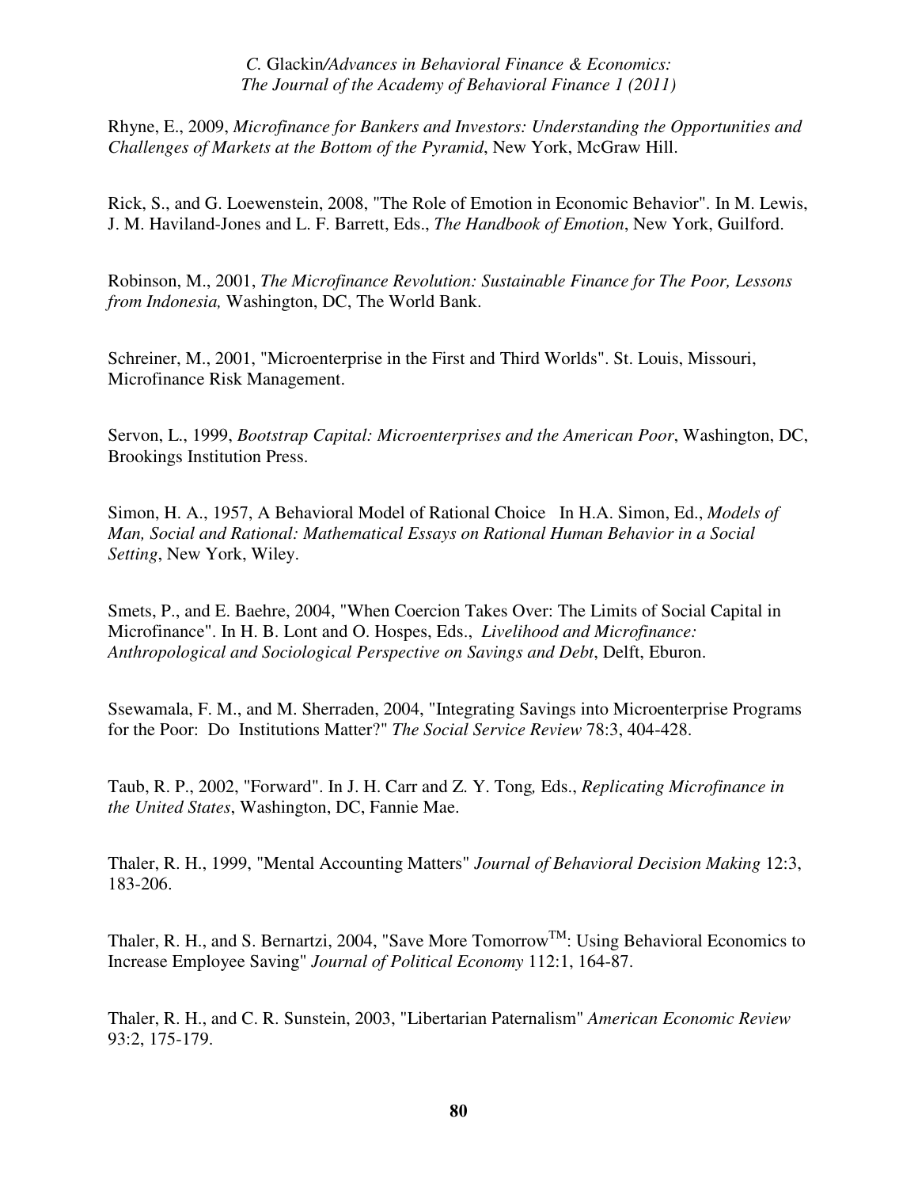Rhyne, E., 2009, *Microfinance for Bankers and Investors: Understanding the Opportunities and Challenges of Markets at the Bottom of the Pyramid*, New York, McGraw Hill.

Rick, S., and G. Loewenstein, 2008, "The Role of Emotion in Economic Behavior". In M. Lewis, J. M. Haviland-Jones and L. F. Barrett, Eds., *The Handbook of Emotion*, New York, Guilford.

Robinson, M., 2001, *The Microfinance Revolution: Sustainable Finance for The Poor, Lessons from Indonesia,* Washington, DC, The World Bank.

Schreiner, M., 2001, "Microenterprise in the First and Third Worlds". St. Louis, Missouri, Microfinance Risk Management.

Servon, L., 1999, *Bootstrap Capital: Microenterprises and the American Poor*, Washington, DC, Brookings Institution Press.

Simon, H. A., 1957, A Behavioral Model of Rational Choice In H.A. Simon, Ed., *Models of Man, Social and Rational: Mathematical Essays on Rational Human Behavior in a Social Setting*, New York, Wiley.

Smets, P., and E. Baehre, 2004, "When Coercion Takes Over: The Limits of Social Capital in Microfinance". In H. B. Lont and O. Hospes, Eds., *Livelihood and Microfinance: Anthropological and Sociological Perspective on Savings and Debt*, Delft, Eburon.

Ssewamala, F. M., and M. Sherraden, 2004, "Integrating Savings into Microenterprise Programs for the Poor: Do Institutions Matter?" *The Social Service Review* 78:3, 404-428.

Taub, R. P., 2002, "Forward". In J. H. Carr and Z. Y. Tong*,* Eds., *Replicating Microfinance in the United States*, Washington, DC, Fannie Mae.

Thaler, R. H., 1999, "Mental Accounting Matters" *Journal of Behavioral Decision Making* 12:3, 183-206.

Thaler, R. H., and S. Bernartzi, 2004, "Save More Tomorrow™: Using Behavioral Economics to Increase Employee Saving" *Journal of Political Economy* 112:1, 164-87.

Thaler, R. H., and C. R. Sunstein, 2003, "Libertarian Paternalism" *American Economic Review* 93:2, 175-179.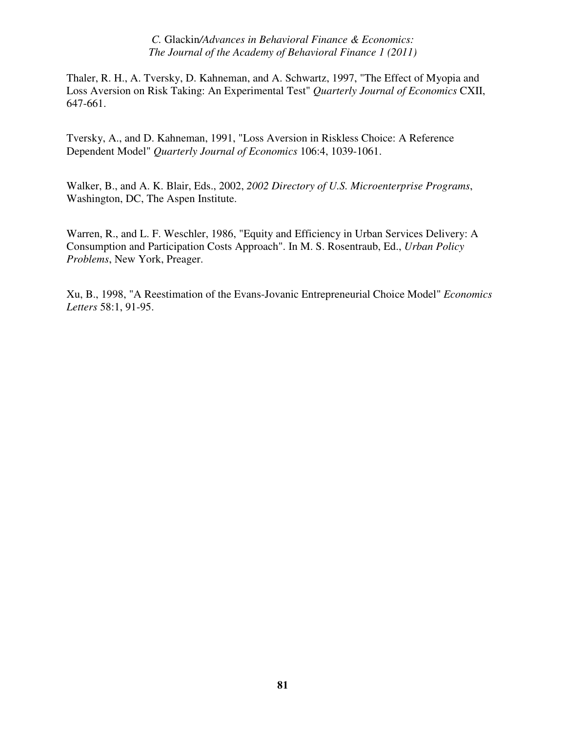Thaler, R. H., A. Tversky, D. Kahneman, and A. Schwartz, 1997, "The Effect of Myopia and Loss Aversion on Risk Taking: An Experimental Test" *Quarterly Journal of Economics* CXII, 647-661.

Tversky, A., and D. Kahneman, 1991, "Loss Aversion in Riskless Choice: A Reference Dependent Model" *Quarterly Journal of Economics* 106:4, 1039-1061.

Walker, B., and A. K. Blair, Eds., 2002, *2002 Directory of U.S. Microenterprise Programs*, Washington, DC, The Aspen Institute.

Warren, R., and L. F. Weschler, 1986, "Equity and Efficiency in Urban Services Delivery: A Consumption and Participation Costs Approach". In M. S. Rosentraub, Ed., *Urban Policy Problems*, New York, Preager.

Xu, B., 1998, "A Reestimation of the Evans-Jovanic Entrepreneurial Choice Model" *Economics Letters* 58:1, 91-95.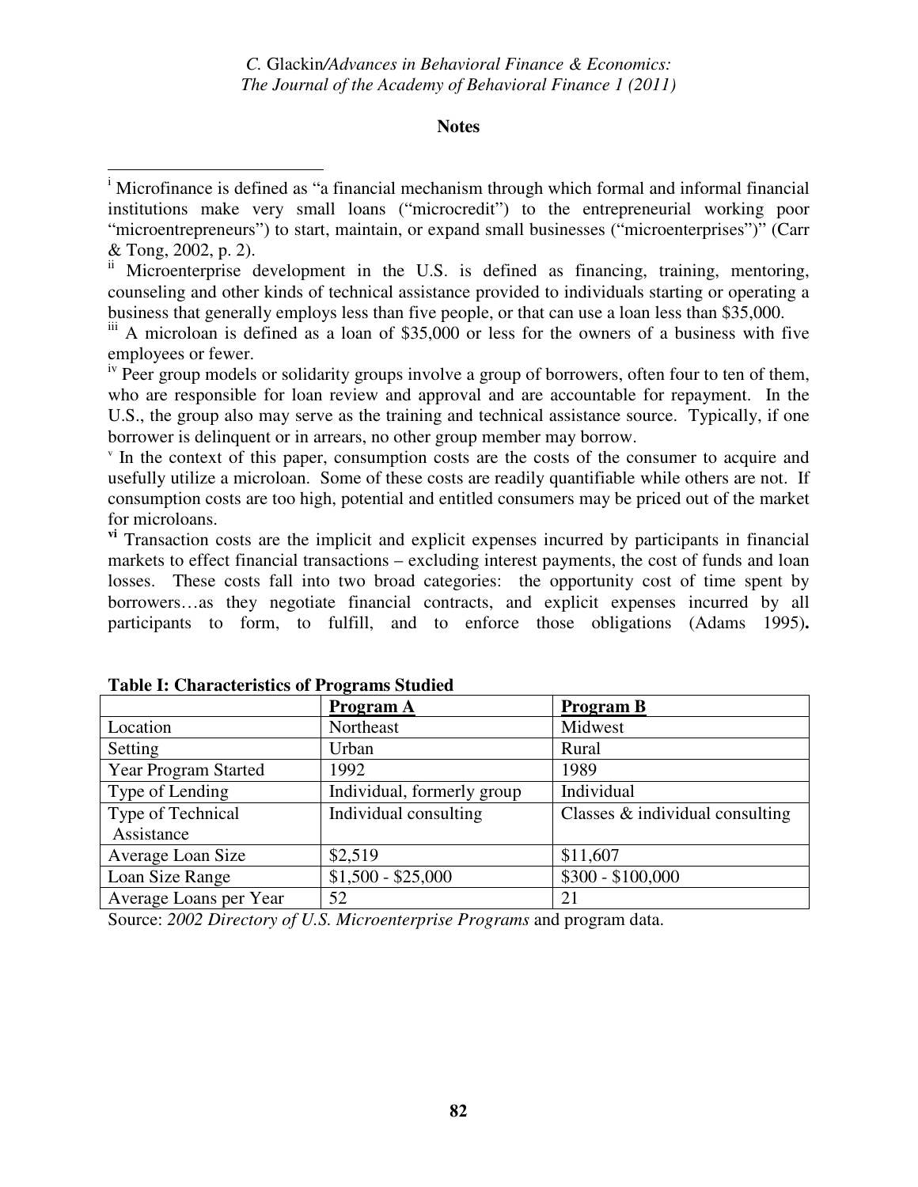**Notes**

[i] Microfinance is defined as "a financial mechanism through which formal and informal financial institutions make very small loans ("microcredit") to the entrepreneurial working poor "microentrepreneurs") to start, maintain, or expand small businesses ("microenterprises")" (Carr & Tong, 2002, p. 2).

[ii] Microenterprise development in the U.S. is defined as financing, training, mentoring, counseling and other kinds of technical assistance provided to individuals starting or operating a business that generally employs less than five people, or that can use a loan less than $35,000.

[iii] A microloan is defined as a loan of $35,000 or less for the owners of a business with five employees or fewer.

[iv] Peer group models or solidarity groups involve a group of borrowers, often four to ten of them, who are responsible for loan review and approval and are accountable for repayment. In the U.S., the group also may serve as the training and technical assistance source. Typically, if one borrower is delinquent or in arrears, no other group member may borrow.

[v] In the context of this paper, consumption costs are the costs of the consumer to acquire and usefully utilize a microloan. Some of these costs are readily quantifiable while others are not. If consumption costs are too high, potential and entitled consumers may be priced out of the market for microloans.

[vi] Transaction costs are the implicit and explicit expenses incurred by participants in financial markets to effect financial transactions – excluding interest payments, the cost of funds and loan losses. These costs fall into two broad categories: the opportunity cost of time spent by borrowers…as they negotiate financial contracts, and explicit expenses incurred by all participants to form, to fulfill, and to enforce those obligations (Adams 1995)**.**

**Table I: Characteristics of Programs Studied**

| | **Program A** | **Program B** |
|---|---|---|
| Location | Northeast | Midwest |
| Setting | Urban | Rural |
| Year Program Started | 1992 | 1989 |
| Type of Lending | Individual, formerly group | Individual |
| Type of Technical Assistance | Individual consulting | Classes & individual consulting |
| Average Loan Size | $2,519 | $11,607 |
| Loan Size Range | $1,500 - $25,000 | $300 - $100,000 |
| Average Loans per Year | 52 | 21 |

Source: *2002 Directory of U.S. Microenterprise Programs* and program data.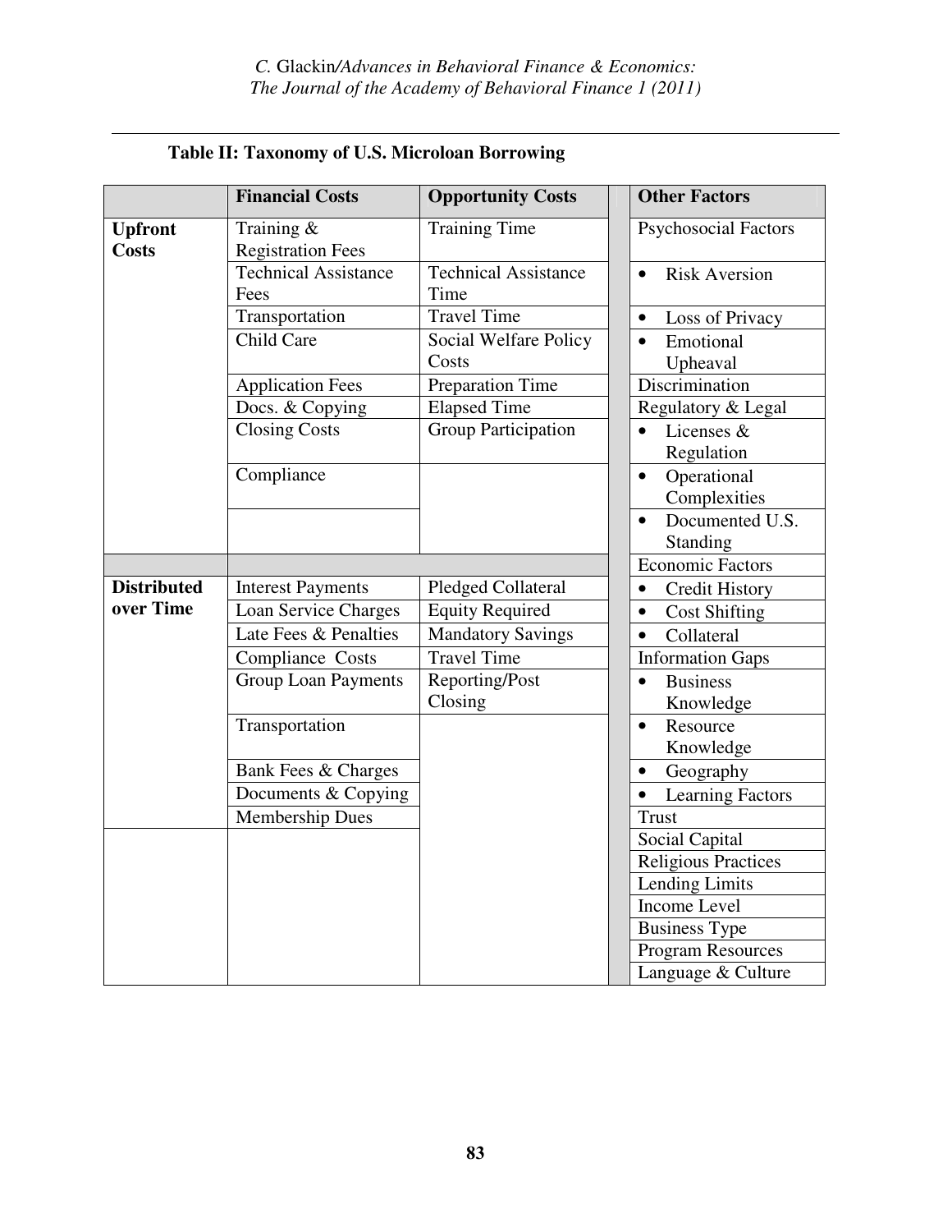**Table II: Taxonomy of U.S. Microloan Borrowing**

| | Financial Costs | Opportunity Costs | Other Factors |
|---|---|---|---|
| **Upfront Costs** | Training & Registration Fees | Training Time | Psychosocial Factors |
| | Technical Assistance Fees | Technical Assistance Time | • Risk Aversion |
| | Transportation | Travel Time | • Loss of Privacy |
| | Child Care | Social Welfare Policy Costs | • Emotional Upheaval |
| | Application Fees | Preparation Time | Discrimination |
| | Docs. & Copying | Elapsed Time | Regulatory & Legal |
| | Closing Costs | Group Participation | • Licenses & Regulation |
| | Compliance | | • Operational Complexities |
| | | | • Documented U.S. Standing |
| | | | Economic Factors |
| **Distributed over Time** | Interest Payments | Pledged Collateral | • Credit History |
| | Loan Service Charges | Equity Required | • Cost Shifting |
| | Late Fees & Penalties | Mandatory Savings | • Collateral |
| | Compliance Costs | Travel Time | Information Gaps |
| | Group Loan Payments | Reporting/Post Closing | • Business Knowledge |
| | Transportation | | • Resource Knowledge |
| | Bank Fees & Charges | | • Geography |
| | Documents & Copying | | • Learning Factors |
| | Membership Dues | | Trust |
| | | | Social Capital |
| | | | Religious Practices |
| | | | Lending Limits |
| | | | Income Level |
| | | | Business Type |
| | | | Program Resources |
| | | | Language & Culture |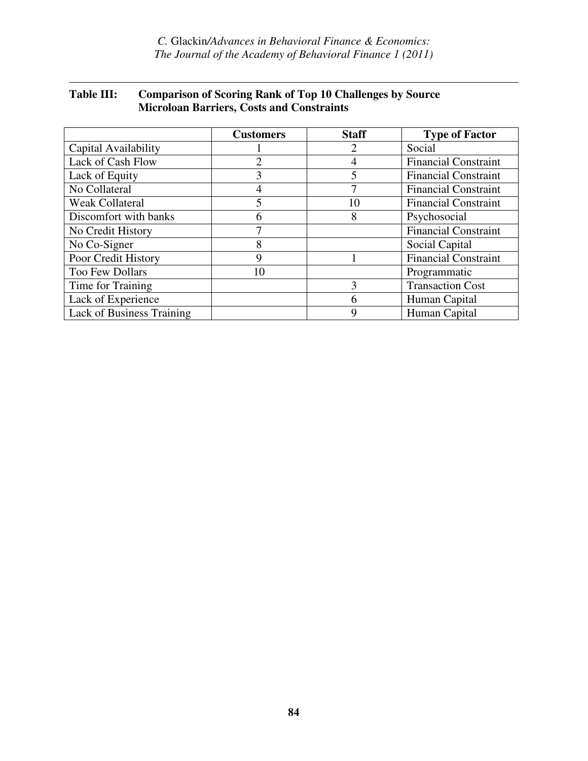**Table III: Comparison of Scoring Rank of Top 10 Challenges by Source Microloan Barriers, Costs and Constraints**

| | Customers | Staff | Type of Factor |
|---|---|---|---|
| Capital Availability | 1 | 2 | Social |
| Lack of Cash Flow | 2 | 4 | Financial Constraint |
| Lack of Equity | 3 | 5 | Financial Constraint |
| No Collateral | 4 | 7 | Financial Constraint |
| Weak Collateral | 5 | 10 | Financial Constraint |
| Discomfort with banks | 6 | 8 | Psychosocial |
| No Credit History | 7 | | Financial Constraint |
| No Co-Signer | 8 | | Social Capital |
| Poor Credit History | 9 | 1 | Financial Constraint |
| Too Few Dollars | 10 | | Programmatic |
| Time for Training | | 3 | Transaction Cost |
| Lack of Experience | | 6 | Human Capital |
| Lack of Business Training | | 9 | Human Capital |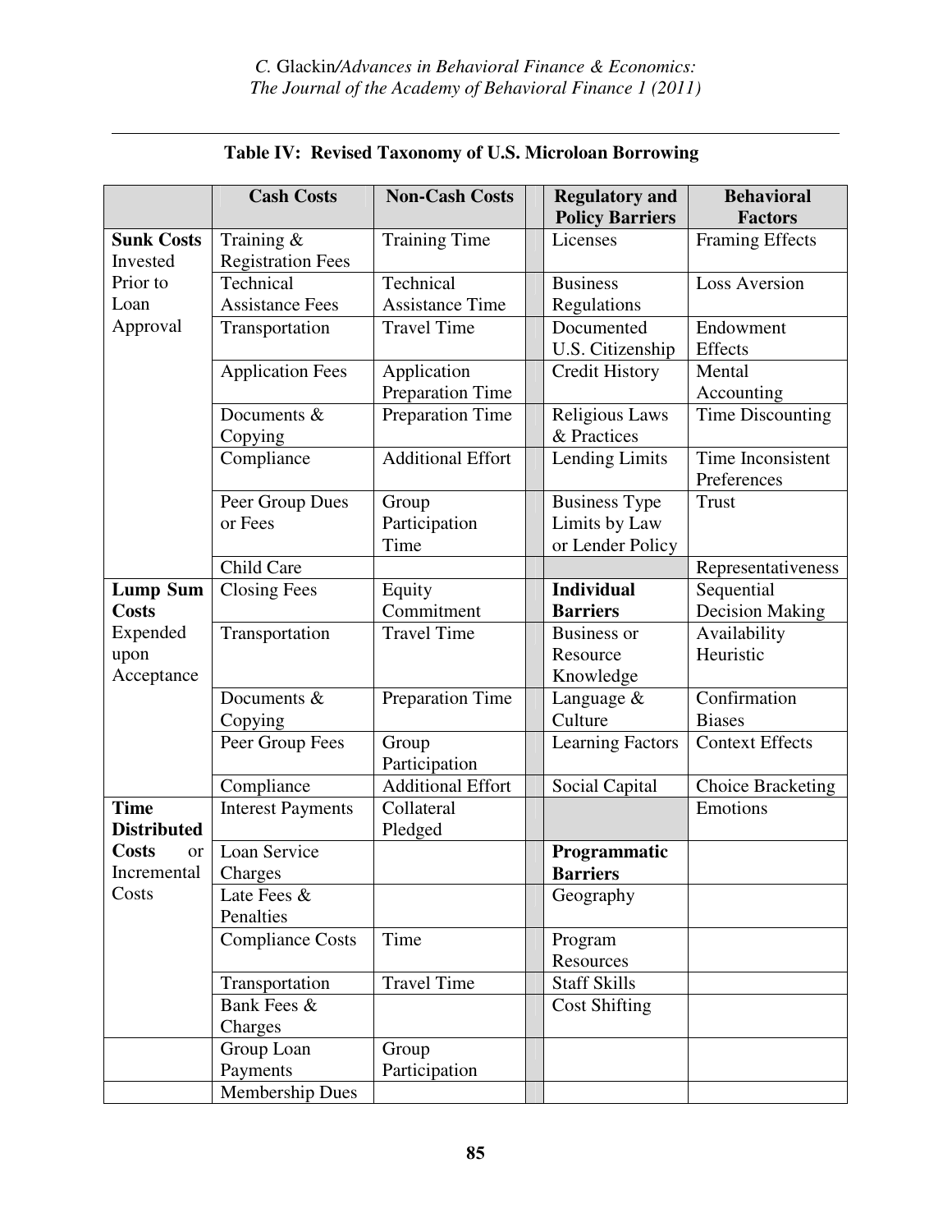**Table IV: Revised Taxonomy of U.S. Microloan Borrowing**

| | Cash Costs | Non-Cash Costs | | Regulatory and Policy Barriers | Behavioral Factors |
|---|---|---|---|---|---|
| **Sunk Costs** Invested Prior to Loan Approval | Training & Registration Fees | Training Time | | Licenses | Framing Effects |
| | Technical Assistance Fees | Technical Assistance Time | | Business Regulations | Loss Aversion |
| | Transportation | Travel Time | | Documented U.S. Citizenship | Endowment Effects |
| | Application Fees | Application Preparation Time | | Credit History | Mental Accounting |
| | Documents & Copying | Preparation Time | | Religious Laws & Practices | Time Discounting |
| | Compliance | Additional Effort | | Lending Limits | Time Inconsistent Preferences |
| | Peer Group Dues or Fees | Group Participation Time | | Business Type Limits by Law or Lender Policy | Trust |
| | Child Care | | | | Representativeness |
| **Lump Sum Costs** Expended upon Acceptance | Closing Fees | Equity Commitment | | **Individual Barriers** | Sequential Decision Making |
| | Transportation | Travel Time | | Business or Resource Knowledge | Availability Heuristic |
| | Documents & Copying | Preparation Time | | Language & Culture | Confirmation Biases |
| | Peer Group Fees | Group Participation | | Learning Factors | Context Effects |
| | Compliance | Additional Effort | | Social Capital | Choice Bracketing |
| **Time Distributed Costs** or Incremental Costs | Interest Payments | Collateral Pledged | | | Emotions |
| | Loan Service Charges | | | **Programmatic Barriers** | |
| | Late Fees & Penalties | | | Geography | |
| | Compliance Costs | Time | | Program Resources | |
| | Transportation | Travel Time | | Staff Skills | |
| | Bank Fees & Charges | | | Cost Shifting | |
| | Group Loan Payments | Group Participation | | | |
| | Membership Dues | | | | |